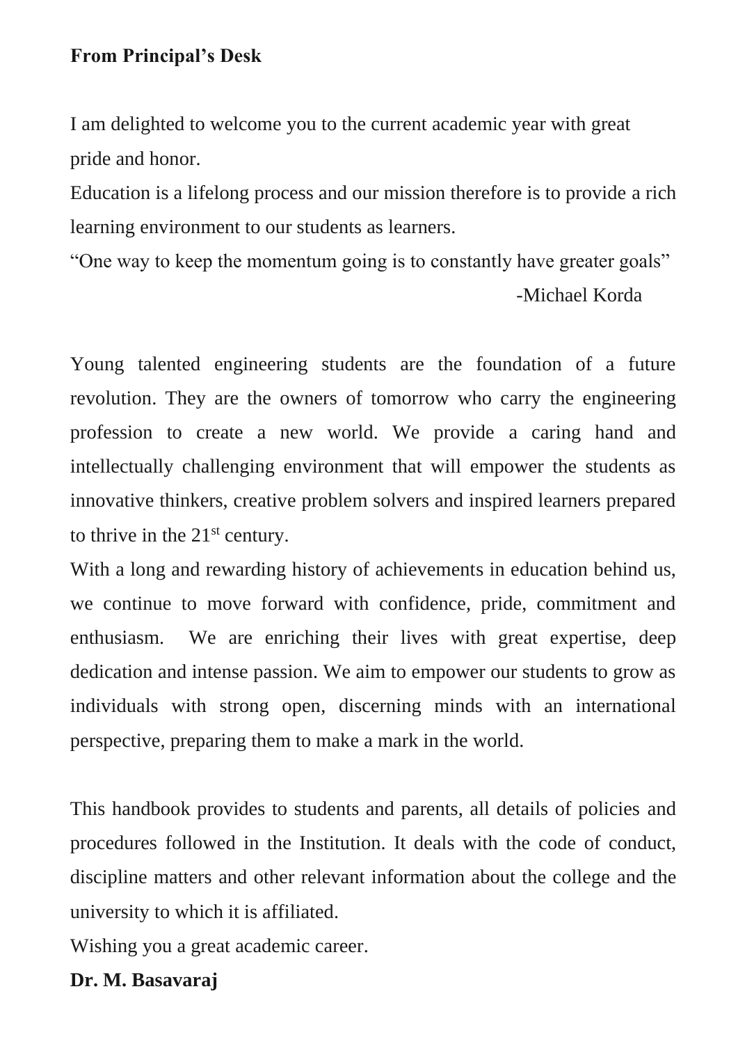**From Principal's Desk**

I am delighted to welcome you to the current academic year with great pride and honor.

Education is a lifelong process and our mission therefore is to provide a rich learning environment to our students as learners.

"One way to keep the momentum going is to constantly have greater goals"

-Michael Korda

Young talented engineering students are the foundation of a future revolution. They are the owners of tomorrow who carry the engineering profession to create a new world. We provide a caring hand and intellectually challenging environment that will empower the students as innovative thinkers, creative problem solvers and inspired learners prepared to thrive in the 21st century.

With a long and rewarding history of achievements in education behind us, we continue to move forward with confidence, pride, commitment and enthusiasm. We are enriching their lives with great expertise, deep dedication and intense passion. We aim to empower our students to grow as individuals with strong open, discerning minds with an international perspective, preparing them to make a mark in the world.

This handbook provides to students and parents, all details of policies and procedures followed in the Institution. It deals with the code of conduct, discipline matters and other relevant information about the college and the university to which it is affiliated.

Wishing you a great academic career.

**Dr. M. Basavaraj**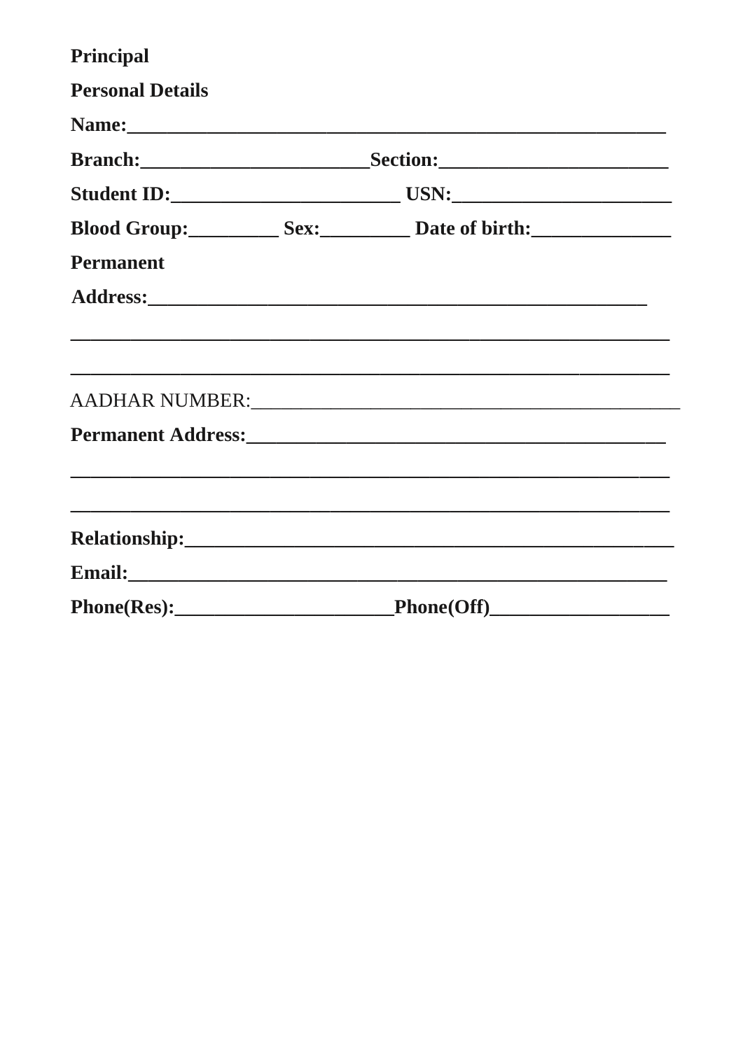**Principal**

**Personal Details**

**Name:**\_\_\_\_\_\_\_\_\_\_\_\_\_\_\_\_\_\_\_\_\_\_\_\_\_\_\_\_\_\_\_\_\_\_\_\_\_\_\_\_\_\_\_\_\_\_\_\_\_\_\_\_

**Branch:**\_\_\_\_\_\_\_\_\_\_\_\_\_\_\_\_\_\_\_\_\_\_\_**Section:**\_\_\_\_\_\_\_\_\_\_\_\_\_\_\_\_\_\_\_\_\_\_

**Student ID:**\_\_\_\_\_\_\_\_\_\_\_\_\_\_\_\_\_\_\_\_\_\_ **USN:**\_\_\_\_\_\_\_\_\_\_\_\_\_\_\_\_\_\_\_\_\_\_

**Blood Group:**\_\_\_\_\_\_\_\_\_ **Sex:**\_\_\_\_\_\_\_\_\_ **Date of birth:**\_\_\_\_\_\_\_\_\_\_\_\_\_\_

**Permanent**

**Address:**\_\_\_\_\_\_\_\_\_\_\_\_\_\_\_\_\_\_\_\_\_\_\_\_\_\_\_\_\_\_\_\_\_\_\_\_\_\_\_\_\_\_\_\_\_\_\_\_\_\_

\_\_\_\_\_\_\_\_\_\_\_\_\_\_\_\_\_\_\_\_\_\_\_\_\_\_\_\_\_\_\_\_\_\_\_\_\_\_\_\_\_\_\_\_\_\_\_\_\_\_\_\_\_\_\_\_\_\_\_\_

\_\_\_\_\_\_\_\_\_\_\_\_\_\_\_\_\_\_\_\_\_\_\_\_\_\_\_\_\_\_\_\_\_\_\_\_\_\_\_\_\_\_\_\_\_\_\_\_\_\_\_\_\_\_\_\_\_\_\_\_

AADHAR NUMBER:\_\_\_\_\_\_\_\_\_\_\_\_\_\_\_\_\_\_\_\_\_\_\_\_\_\_\_\_\_\_\_\_\_\_\_\_\_\_\_\_\_\_\_\_\_\_\_

**Permanent Address:**\_\_\_\_\_\_\_\_\_\_\_\_\_\_\_\_\_\_\_\_\_\_\_\_\_\_\_\_\_\_\_\_\_\_\_\_\_\_\_\_\_\_\_

\_\_\_\_\_\_\_\_\_\_\_\_\_\_\_\_\_\_\_\_\_\_\_\_\_\_\_\_\_\_\_\_\_\_\_\_\_\_\_\_\_\_\_\_\_\_\_\_\_\_\_\_\_\_\_\_\_\_\_\_

\_\_\_\_\_\_\_\_\_\_\_\_\_\_\_\_\_\_\_\_\_\_\_\_\_\_\_\_\_\_\_\_\_\_\_\_\_\_\_\_\_\_\_\_\_\_\_\_\_\_\_\_\_\_\_\_\_\_\_\_

**Relationship:**\_\_\_\_\_\_\_\_\_\_\_\_\_\_\_\_\_\_\_\_\_\_\_\_\_\_\_\_\_\_\_\_\_\_\_\_\_\_\_\_\_\_\_\_\_\_\_\_\_\_

**Email:**\_\_\_\_\_\_\_\_\_\_\_\_\_\_\_\_\_\_\_\_\_\_\_\_\_\_\_\_\_\_\_\_\_\_\_\_\_\_\_\_\_\_\_\_\_\_\_\_\_\_\_\_\_\_

**Phone(Res):**\_\_\_\_\_\_\_\_\_\_\_\_\_\_\_\_\_\_\_\_\_\_**Phone(Off)**\_\_\_\_\_\_\_\_\_\_\_\_\_\_\_\_\_\_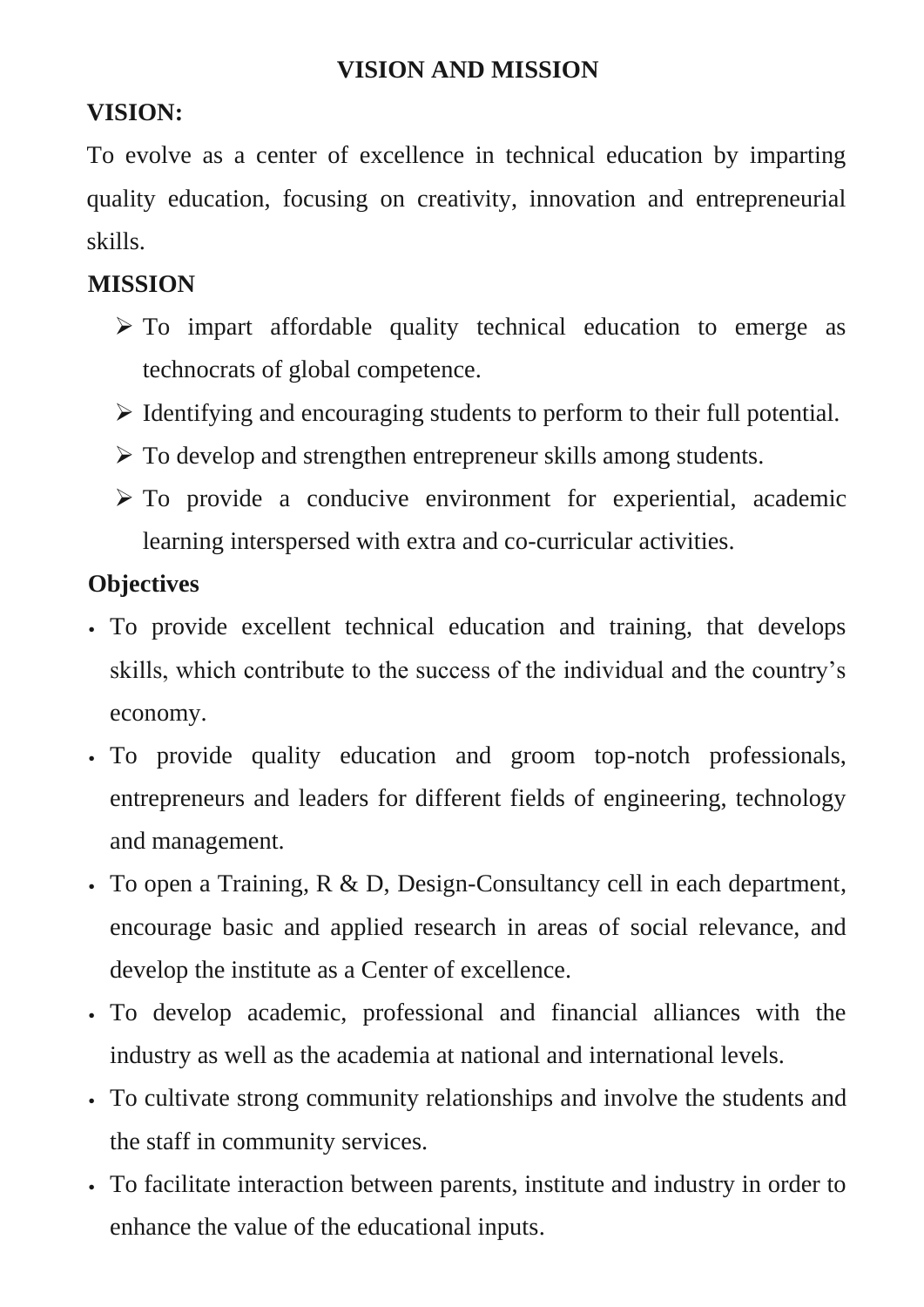# VISION AND MISSION

## VISION:

To evolve as a center of excellence in technical education by imparting quality education, focusing on creativity, innovation and entrepreneurial skills.

## MISSION

- To impart affordable quality technical education to emerge as technocrats of global competence.
- Identifying and encouraging students to perform to their full potential.
- To develop and strengthen entrepreneur skills among students.
- To provide a conducive environment for experiential, academic learning interspersed with extra and co-curricular activities.

## Objectives

- To provide excellent technical education and training, that develops skills, which contribute to the success of the individual and the country's economy.
- To provide quality education and groom top-notch professionals, entrepreneurs and leaders for different fields of engineering, technology and management.
- To open a Training, R & D, Design-Consultancy cell in each department, encourage basic and applied research in areas of social relevance, and develop the institute as a Center of excellence.
- To develop academic, professional and financial alliances with the industry as well as the academia at national and international levels.
- To cultivate strong community relationships and involve the students and the staff in community services.
- To facilitate interaction between parents, institute and industry in order to enhance the value of the educational inputs.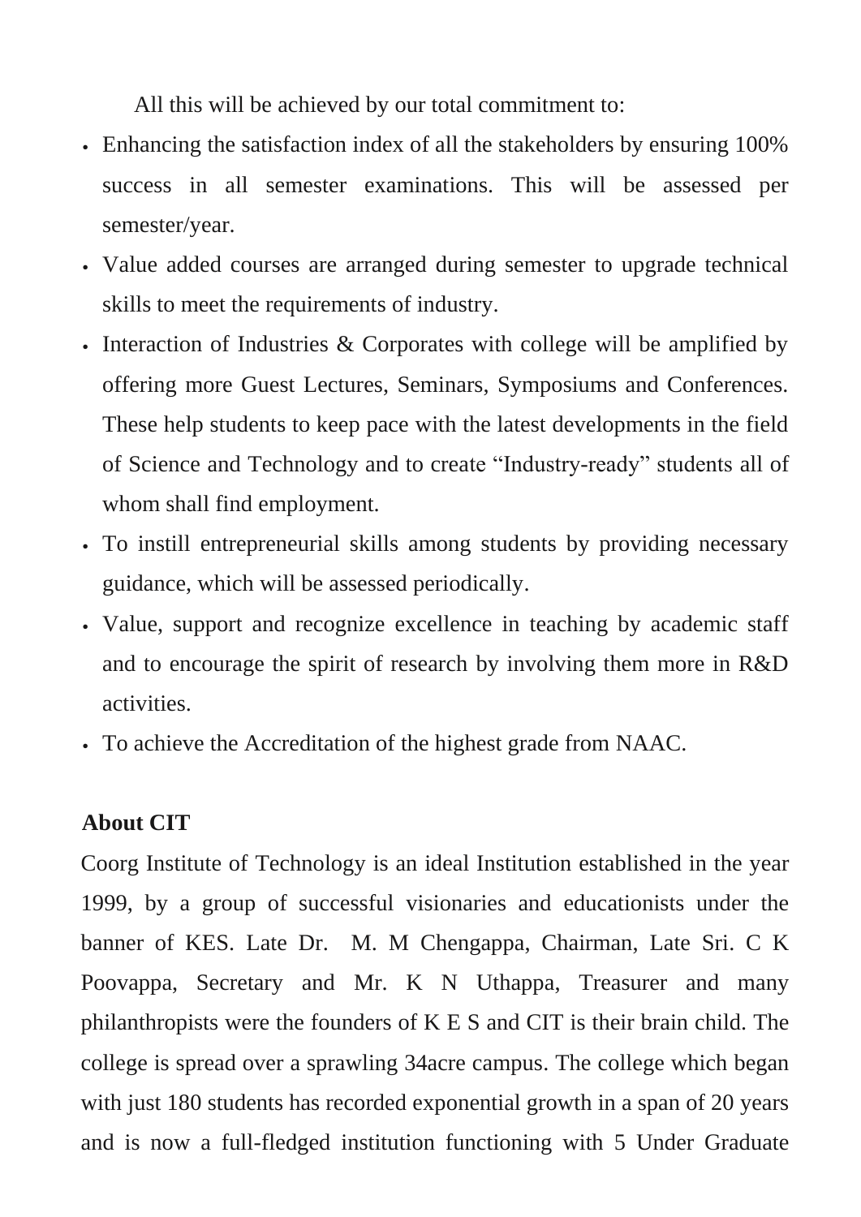All this will be achieved by our total commitment to:

- Enhancing the satisfaction index of all the stakeholders by ensuring 100% success in all semester examinations. This will be assessed per semester/year.
- Value added courses are arranged during semester to upgrade technical skills to meet the requirements of industry.
- Interaction of Industries & Corporates with college will be amplified by offering more Guest Lectures, Seminars, Symposiums and Conferences. These help students to keep pace with the latest developments in the field of Science and Technology and to create "Industry-ready" students all of whom shall find employment.
- To instill entrepreneurial skills among students by providing necessary guidance, which will be assessed periodically.
- Value, support and recognize excellence in teaching by academic staff and to encourage the spirit of research by involving them more in R&D activities.
- To achieve the Accreditation of the highest grade from NAAC.

**About CIT**

Coorg Institute of Technology is an ideal Institution established in the year 1999, by a group of successful visionaries and educationists under the banner of KES. Late Dr. M. M Chengappa, Chairman, Late Sri. C K Poovappa, Secretary and Mr. K N Uthappa, Treasurer and many philanthropists were the founders of K E S and CIT is their brain child. The college is spread over a sprawling 34acre campus. The college which began with just 180 students has recorded exponential growth in a span of 20 years and is now a full-fledged institution functioning with 5 Under Graduate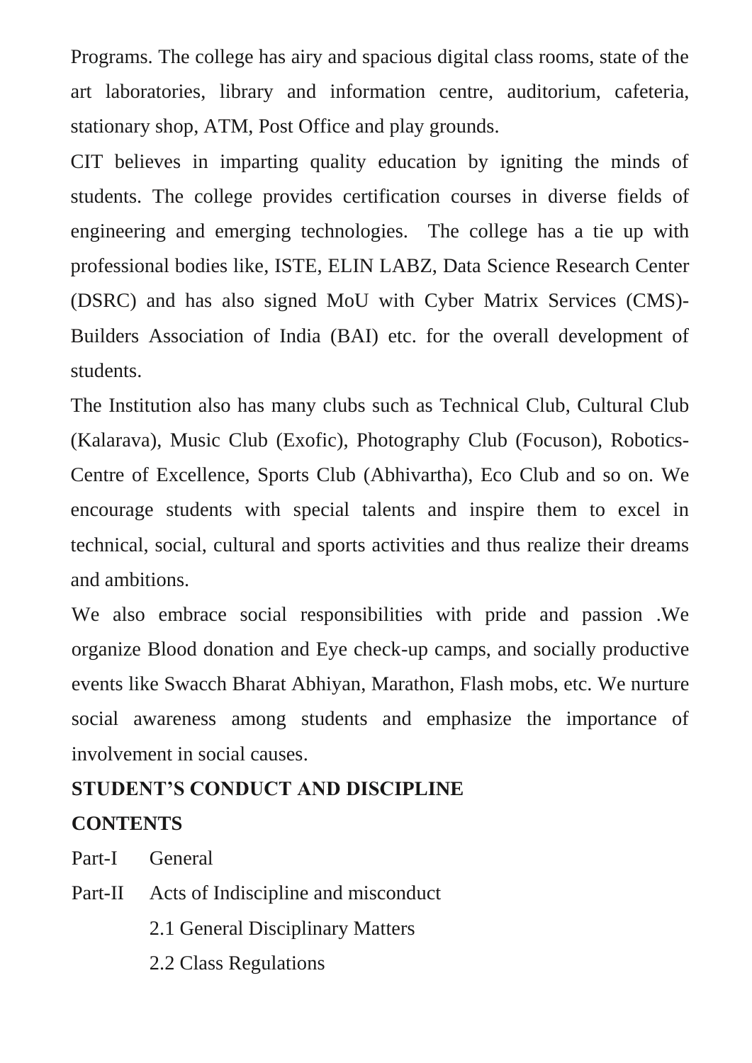Programs. The college has airy and spacious digital class rooms, state of the art laboratories, library and information centre, auditorium, cafeteria, stationary shop, ATM, Post Office and play grounds.

CIT believes in imparting quality education by igniting the minds of students. The college provides certification courses in diverse fields of engineering and emerging technologies. The college has a tie up with professional bodies like, ISTE, ELIN LABZ, Data Science Research Center (DSRC) and has also signed MoU with Cyber Matrix Services (CMS)- Builders Association of India (BAI) etc. for the overall development of students.

The Institution also has many clubs such as Technical Club, Cultural Club (Kalarava), Music Club (Exofic), Photography Club (Focuson), Robotics-Centre of Excellence, Sports Club (Abhivartha), Eco Club and so on. We encourage students with special talents and inspire them to excel in technical, social, cultural and sports activities and thus realize their dreams and ambitions.

We also embrace social responsibilities with pride and passion .We organize Blood donation and Eye check-up camps, and socially productive events like Swacch Bharat Abhiyan, Marathon, Flash mobs, etc. We nurture social awareness among students and emphasize the importance of involvement in social causes.

## STUDENT'S CONDUCT AND DISCIPLINE

### CONTENTS

Part-I General

Part-II Acts of Indiscipline and misconduct

- 2.1 General Disciplinary Matters
- 2.2 Class Regulations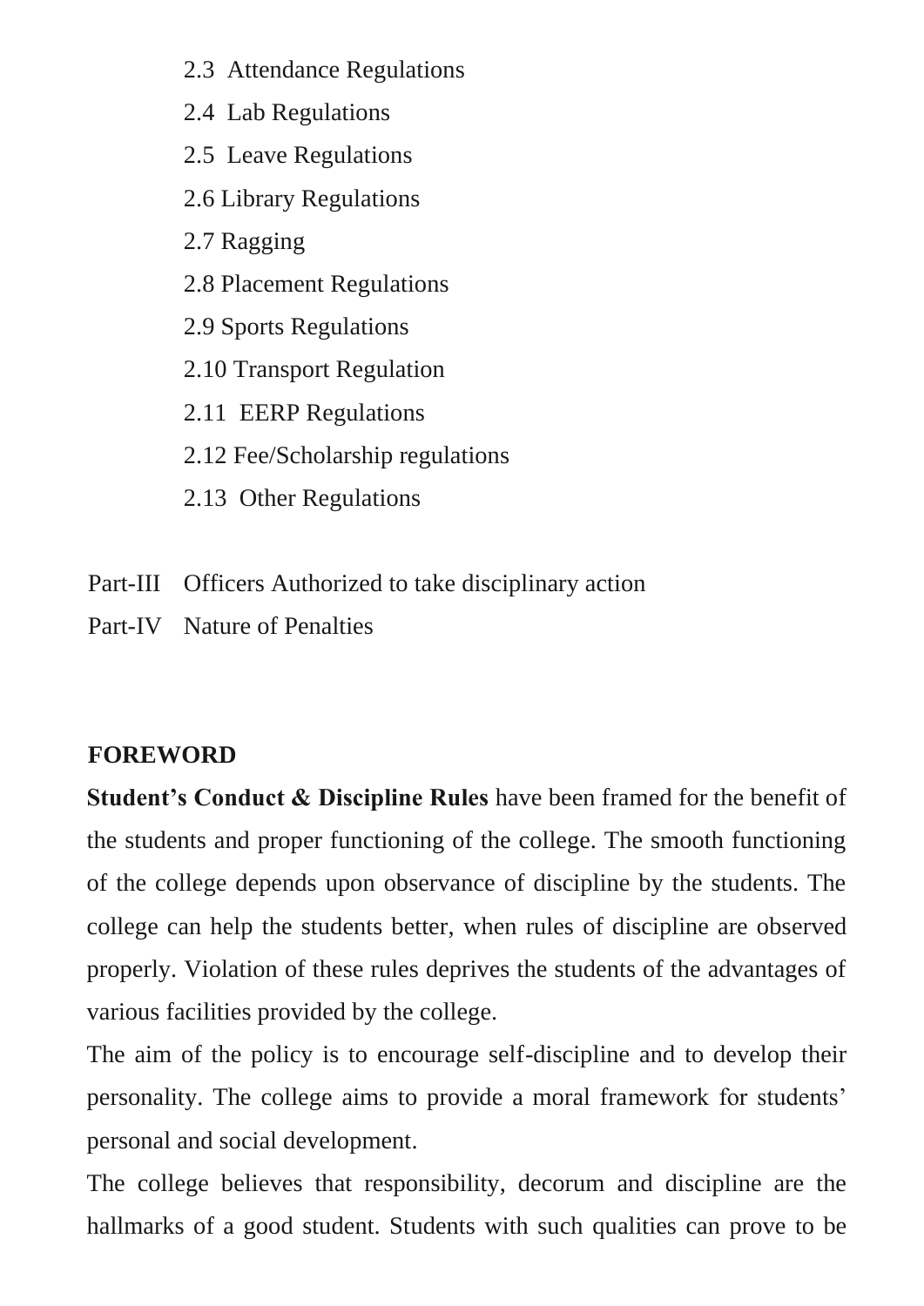2.3 Attendance Regulations

2.4 Lab Regulations

2.5 Leave Regulations

2.6 Library Regulations

2.7 Ragging

2.8 Placement Regulations

2.9 Sports Regulations

2.10 Transport Regulation

2.11 EERP Regulations

2.12 Fee/Scholarship regulations

2.13 Other Regulations

Part-III Officers Authorized to take disciplinary action

Part-IV Nature of Penalties

## FOREWORD

**Student's Conduct & Discipline Rules** have been framed for the benefit of the students and proper functioning of the college. The smooth functioning of the college depends upon observance of discipline by the students. The college can help the students better, when rules of discipline are observed properly. Violation of these rules deprives the students of the advantages of various facilities provided by the college.

The aim of the policy is to encourage self-discipline and to develop their personality. The college aims to provide a moral framework for students' personal and social development.

The college believes that responsibility, decorum and discipline are the hallmarks of a good student. Students with such qualities can prove to be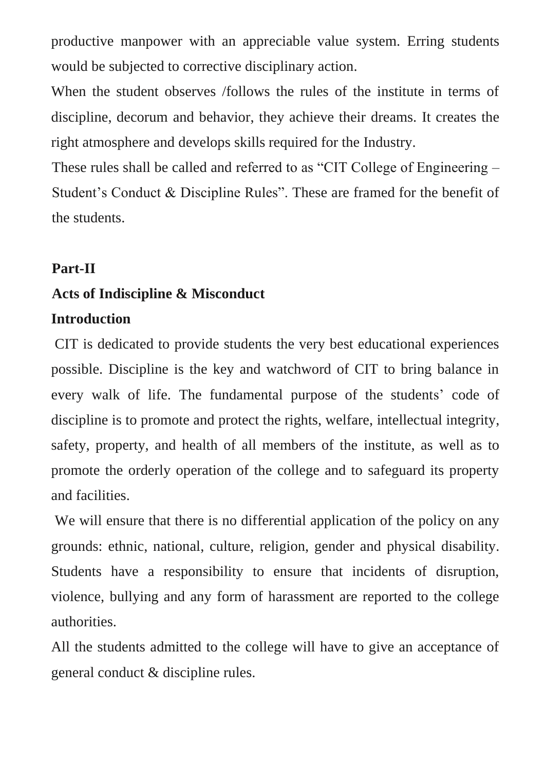productive manpower with an appreciable value system. Erring students would be subjected to corrective disciplinary action.

When the student observes /follows the rules of the institute in terms of discipline, decorum and behavior, they achieve their dreams. It creates the right atmosphere and develops skills required for the Industry.

These rules shall be called and referred to as "CIT College of Engineering – Student's Conduct & Discipline Rules". These are framed for the benefit of the students.

## Part-II

## Acts of Indiscipline & Misconduct

### Introduction

CIT is dedicated to provide students the very best educational experiences possible. Discipline is the key and watchword of CIT to bring balance in every walk of life. The fundamental purpose of the students' code of discipline is to promote and protect the rights, welfare, intellectual integrity, safety, property, and health of all members of the institute, as well as to promote the orderly operation of the college and to safeguard its property and facilities.

We will ensure that there is no differential application of the policy on any grounds: ethnic, national, culture, religion, gender and physical disability. Students have a responsibility to ensure that incidents of disruption, violence, bullying and any form of harassment are reported to the college authorities.

All the students admitted to the college will have to give an acceptance of general conduct & discipline rules.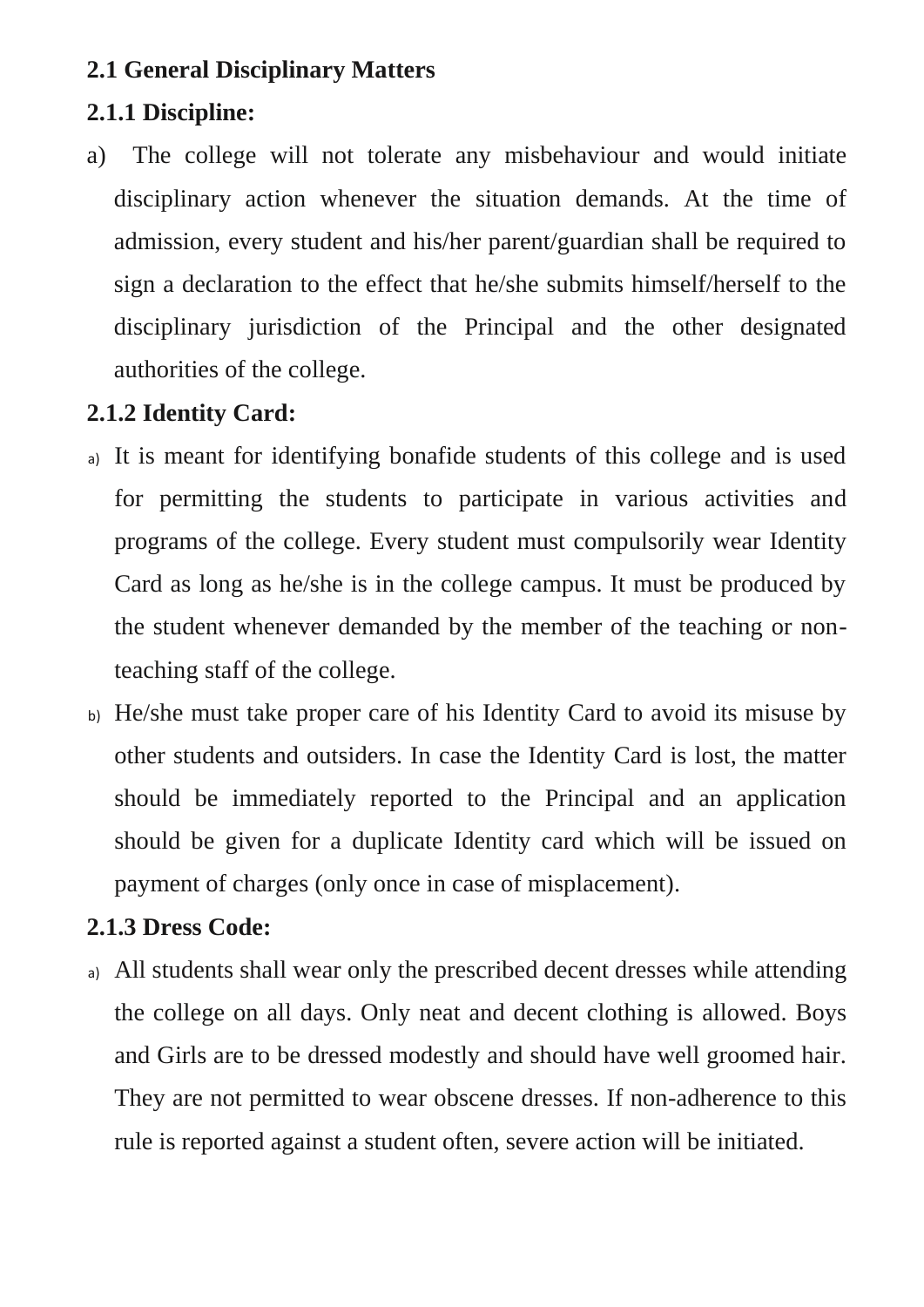## 2.1 General Disciplinary Matters

### 2.1.1 Discipline:

a) The college will not tolerate any misbehaviour and would initiate disciplinary action whenever the situation demands. At the time of admission, every student and his/her parent/guardian shall be required to sign a declaration to the effect that he/she submits himself/herself to the disciplinary jurisdiction of the Principal and the other designated authorities of the college.

### 2.1.2 Identity Card:

a) It is meant for identifying bonafide students of this college and is used for permitting the students to participate in various activities and programs of the college. Every student must compulsorily wear Identity Card as long as he/she is in the college campus. It must be produced by the student whenever demanded by the member of the teaching or non-teaching staff of the college.

b) He/she must take proper care of his Identity Card to avoid its misuse by other students and outsiders. In case the Identity Card is lost, the matter should be immediately reported to the Principal and an application should be given for a duplicate Identity card which will be issued on payment of charges (only once in case of misplacement).

### 2.1.3 Dress Code:

a) All students shall wear only the prescribed decent dresses while attending the college on all days. Only neat and decent clothing is allowed. Boys and Girls are to be dressed modestly and should have well groomed hair. They are not permitted to wear obscene dresses. If non-adherence to this rule is reported against a student often, severe action will be initiated.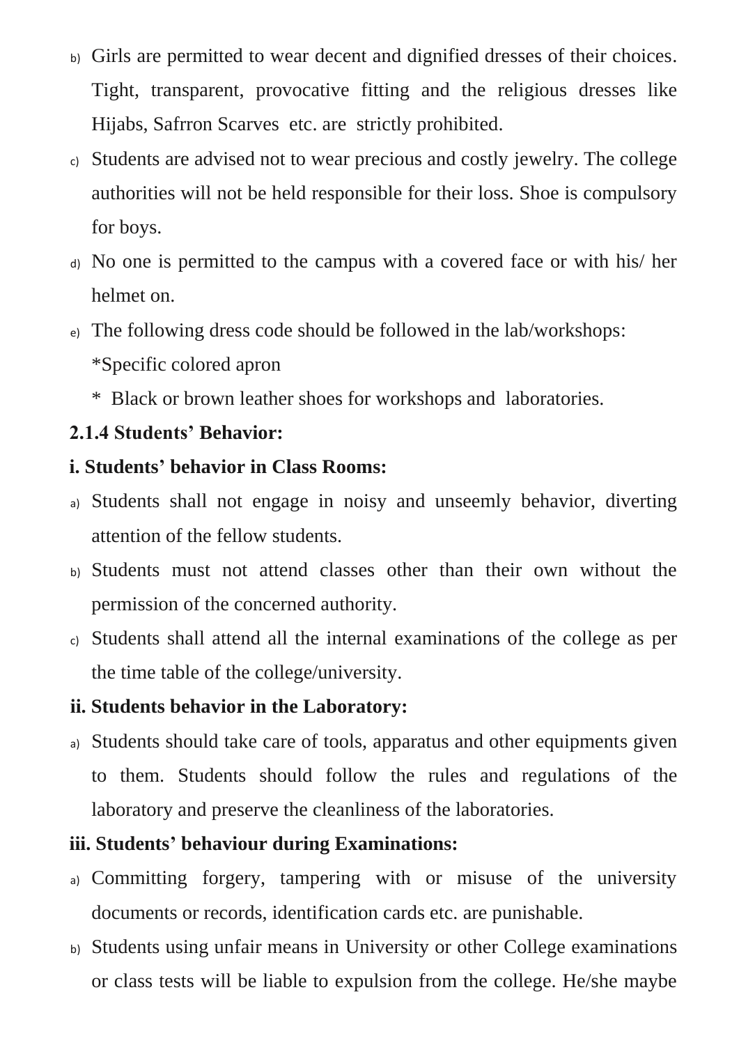b) Girls are permitted to wear decent and dignified dresses of their choices. Tight, transparent, provocative fitting and the religious dresses like Hijabs, Safrron Scarves etc. are strictly prohibited.

c) Students are advised not to wear precious and costly jewelry. The college authorities will not be held responsible for their loss. Shoe is compulsory for boys.

d) No one is permitted to the campus with a covered face or with his/ her helmet on.

e) The following dress code should be followed in the lab/workshops:

   *Specific colored apron

   * Black or brown leather shoes for workshops and laboratories.

### 2.1.4 Students' Behavior:

#### i. Students' behavior in Class Rooms:

a) Students shall not engage in noisy and unseemly behavior, diverting attention of the fellow students.

b) Students must not attend classes other than their own without the permission of the concerned authority.

c) Students shall attend all the internal examinations of the college as per the time table of the college/university.

#### ii. Students behavior in the Laboratory:

a) Students should take care of tools, apparatus and other equipments given to them. Students should follow the rules and regulations of the laboratory and preserve the cleanliness of the laboratories.

#### iii. Students' behaviour during Examinations:

a) Committing forgery, tampering with or misuse of the university documents or records, identification cards etc. are punishable.

b) Students using unfair means in University or other College examinations or class tests will be liable to expulsion from the college. He/she maybe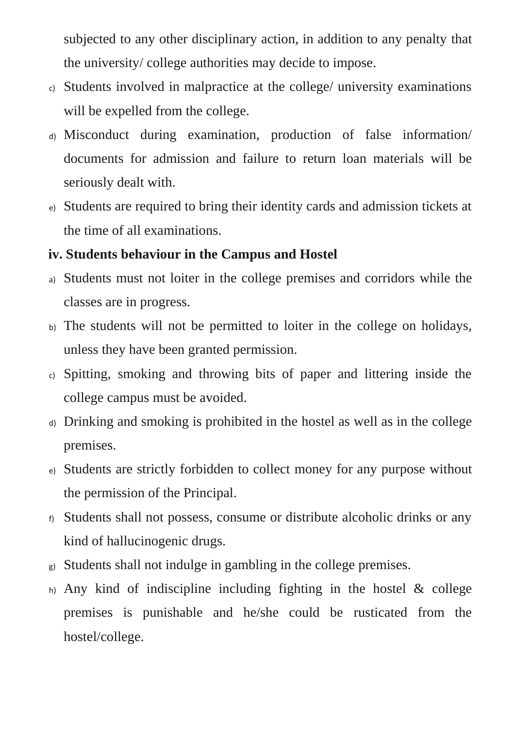subjected to any other disciplinary action, in addition to any penalty that the university/ college authorities may decide to impose.

c) Students involved in malpractice at the college/ university examinations will be expelled from the college.

d) Misconduct during examination, production of false information/ documents for admission and failure to return loan materials will be seriously dealt with.

e) Students are required to bring their identity cards and admission tickets at the time of all examinations.

**iv. Students behaviour in the Campus and Hostel**

a) Students must not loiter in the college premises and corridors while the classes are in progress.

b) The students will not be permitted to loiter in the college on holidays, unless they have been granted permission.

c) Spitting, smoking and throwing bits of paper and littering inside the college campus must be avoided.

d) Drinking and smoking is prohibited in the hostel as well as in the college premises.

e) Students are strictly forbidden to collect money for any purpose without the permission of the Principal.

f) Students shall not possess, consume or distribute alcoholic drinks or any kind of hallucinogenic drugs.

g) Students shall not indulge in gambling in the college premises.

h) Any kind of indiscipline including fighting in the hostel & college premises is punishable and he/she could be rusticated from the hostel/college.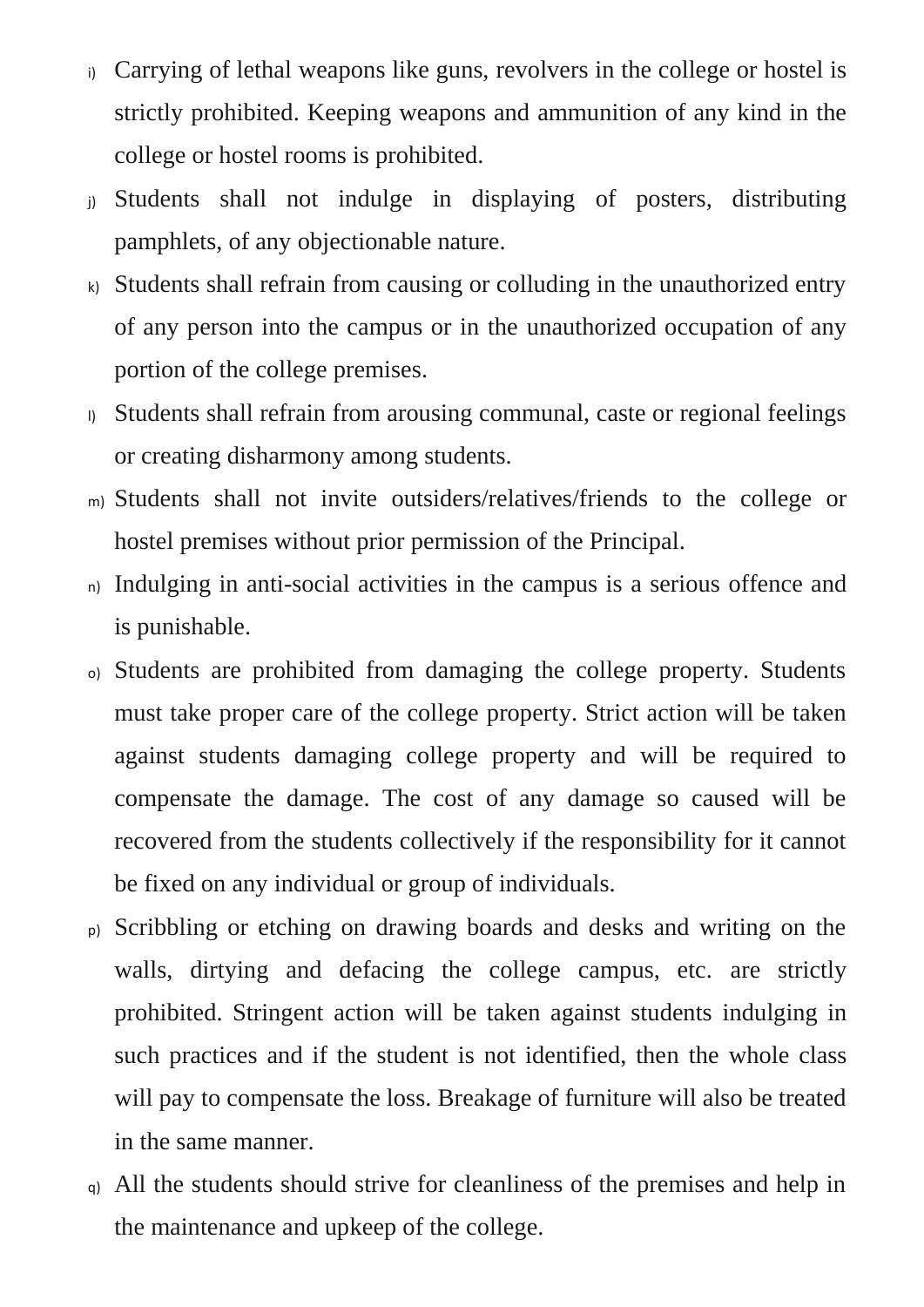i) Carrying of lethal weapons like guns, revolvers in the college or hostel is strictly prohibited. Keeping weapons and ammunition of any kind in the college or hostel rooms is prohibited.

j) Students shall not indulge in displaying of posters, distributing pamphlets, of any objectionable nature.

k) Students shall refrain from causing or colluding in the unauthorized entry of any person into the campus or in the unauthorized occupation of any portion of the college premises.

l) Students shall refrain from arousing communal, caste or regional feelings or creating disharmony among students.

m) Students shall not invite outsiders/relatives/friends to the college or hostel premises without prior permission of the Principal.

n) Indulging in anti-social activities in the campus is a serious offence and is punishable.

o) Students are prohibited from damaging the college property. Students must take proper care of the college property. Strict action will be taken against students damaging college property and will be required to compensate the damage. The cost of any damage so caused will be recovered from the students collectively if the responsibility for it cannot be fixed on any individual or group of individuals.

p) Scribbling or etching on drawing boards and desks and writing on the walls, dirtying and defacing the college campus, etc. are strictly prohibited. Stringent action will be taken against students indulging in such practices and if the student is not identified, then the whole class will pay to compensate the loss. Breakage of furniture will also be treated in the same manner.

q) All the students should strive for cleanliness of the premises and help in the maintenance and upkeep of the college.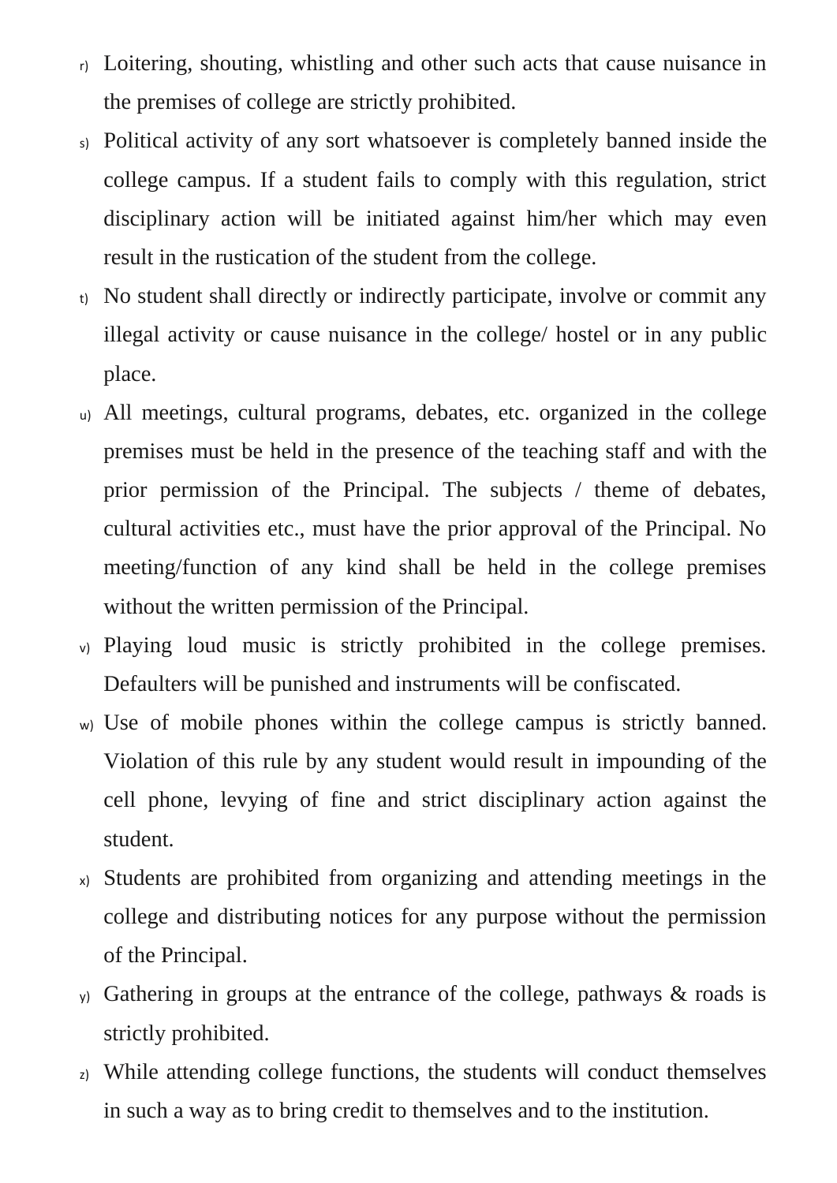r) Loitering, shouting, whistling and other such acts that cause nuisance in the premises of college are strictly prohibited.

s) Political activity of any sort whatsoever is completely banned inside the college campus. If a student fails to comply with this regulation, strict disciplinary action will be initiated against him/her which may even result in the rustication of the student from the college.

t) No student shall directly or indirectly participate, involve or commit any illegal activity or cause nuisance in the college/ hostel or in any public place.

u) All meetings, cultural programs, debates, etc. organized in the college premises must be held in the presence of the teaching staff and with the prior permission of the Principal. The subjects / theme of debates, cultural activities etc., must have the prior approval of the Principal. No meeting/function of any kind shall be held in the college premises without the written permission of the Principal.

v) Playing loud music is strictly prohibited in the college premises. Defaulters will be punished and instruments will be confiscated.

w) Use of mobile phones within the college campus is strictly banned. Violation of this rule by any student would result in impounding of the cell phone, levying of fine and strict disciplinary action against the student.

x) Students are prohibited from organizing and attending meetings in the college and distributing notices for any purpose without the permission of the Principal.

y) Gathering in groups at the entrance of the college, pathways & roads is strictly prohibited.

z) While attending college functions, the students will conduct themselves in such a way as to bring credit to themselves and to the institution.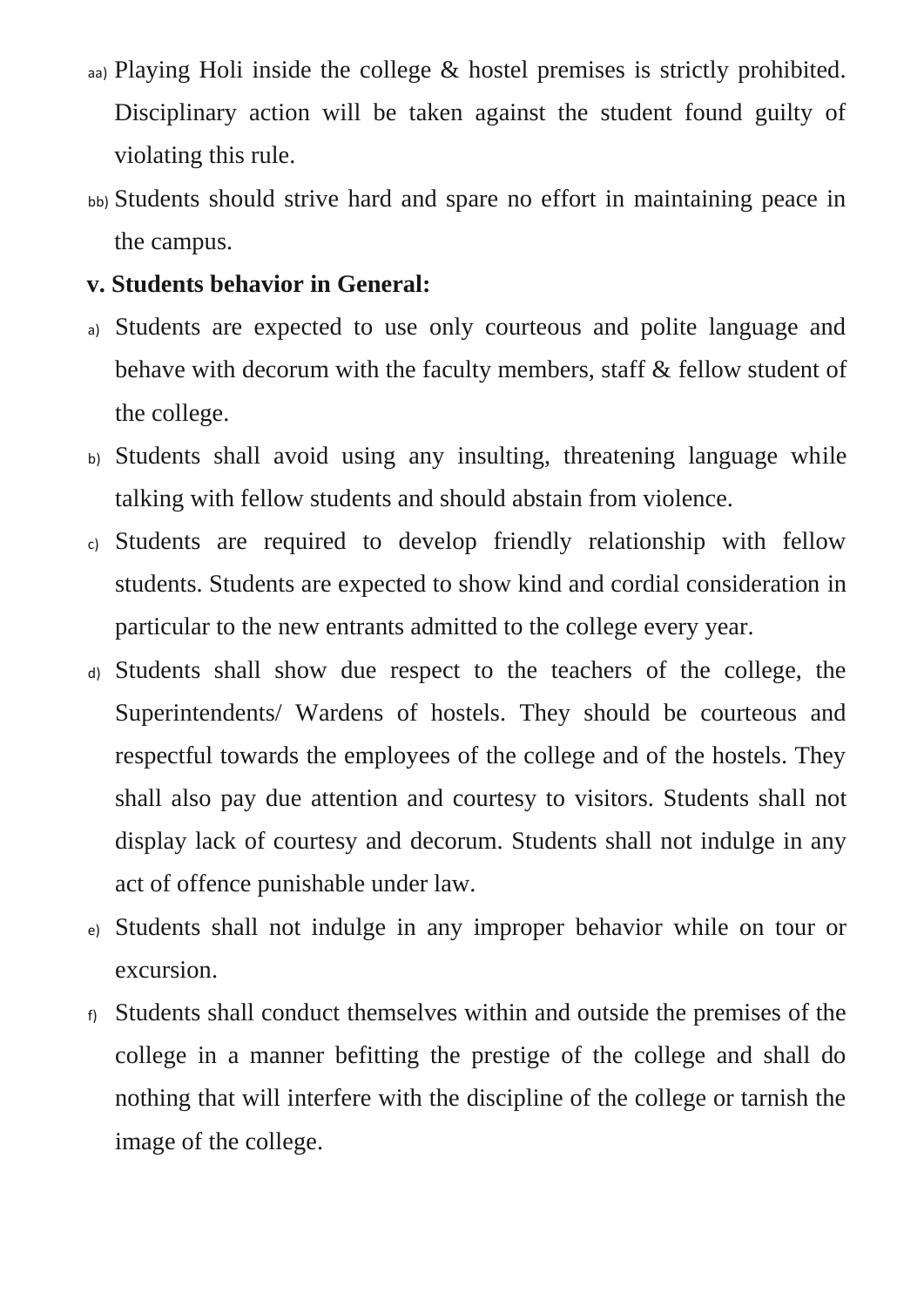aa) Playing Holi inside the college & hostel premises is strictly prohibited. Disciplinary action will be taken against the student found guilty of violating this rule.

bb) Students should strive hard and spare no effort in maintaining peace in the campus.

**v. Students behavior in General:**

a) Students are expected to use only courteous and polite language and behave with decorum with the faculty members, staff & fellow student of the college.

b) Students shall avoid using any insulting, threatening language while talking with fellow students and should abstain from violence.

c) Students are required to develop friendly relationship with fellow students. Students are expected to show kind and cordial consideration in particular to the new entrants admitted to the college every year.

d) Students shall show due respect to the teachers of the college, the Superintendents/ Wardens of hostels. They should be courteous and respectful towards the employees of the college and of the hostels. They shall also pay due attention and courtesy to visitors. Students shall not display lack of courtesy and decorum. Students shall not indulge in any act of offence punishable under law.

e) Students shall not indulge in any improper behavior while on tour or excursion.

f) Students shall conduct themselves within and outside the premises of the college in a manner befitting the prestige of the college and shall do nothing that will interfere with the discipline of the college or tarnish the image of the college.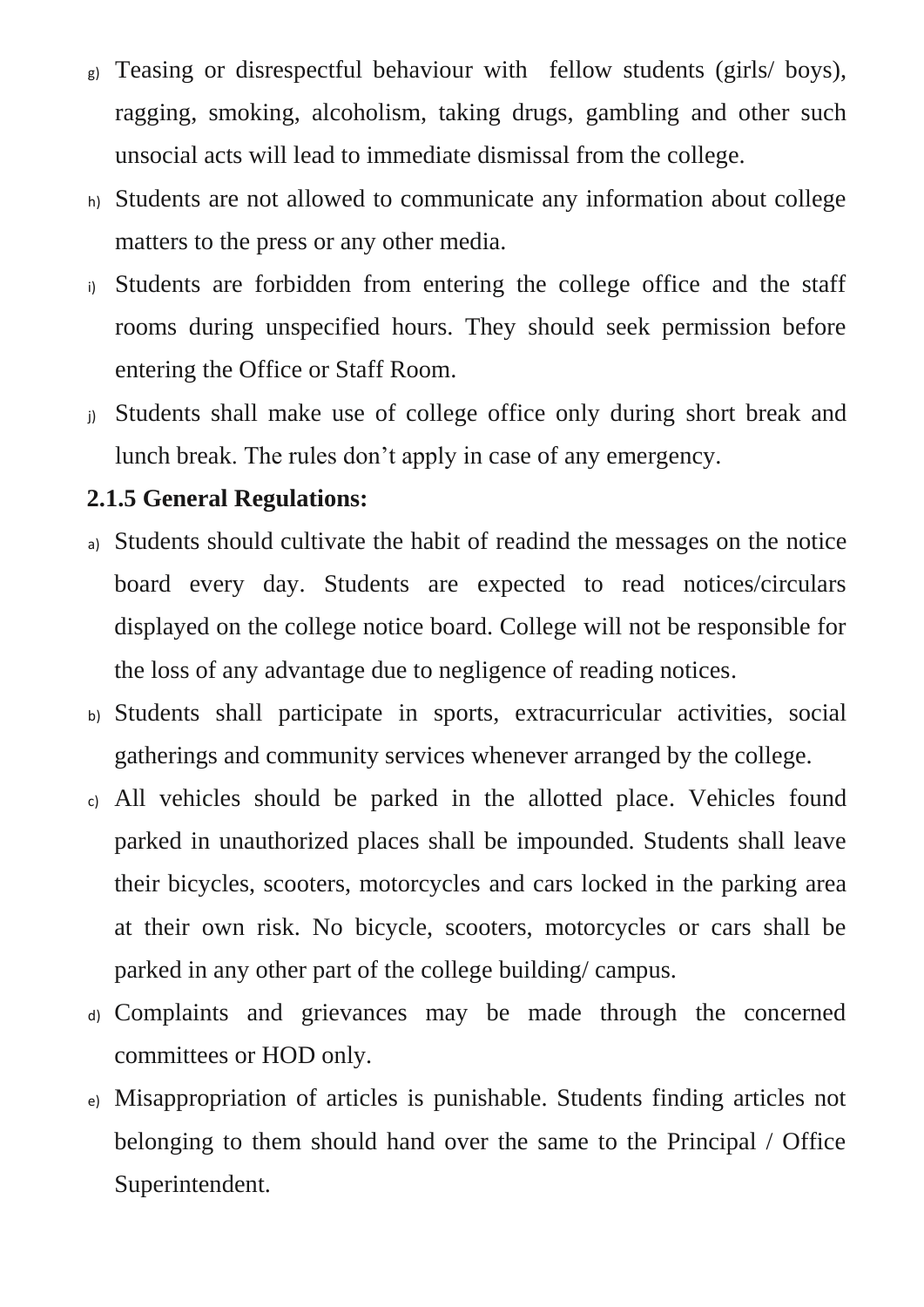g) Teasing or disrespectful behaviour with fellow students (girls/ boys), ragging, smoking, alcoholism, taking drugs, gambling and other such unsocial acts will lead to immediate dismissal from the college.

h) Students are not allowed to communicate any information about college matters to the press or any other media.

i) Students are forbidden from entering the college office and the staff rooms during unspecified hours. They should seek permission before entering the Office or Staff Room.

j) Students shall make use of college office only during short break and lunch break. The rules don't apply in case of any emergency.

**2.1.5 General Regulations:**

a) Students should cultivate the habit of readind the messages on the notice board every day. Students are expected to read notices/circulars displayed on the college notice board. College will not be responsible for the loss of any advantage due to negligence of reading notices.

b) Students shall participate in sports, extracurricular activities, social gatherings and community services whenever arranged by the college.

c) All vehicles should be parked in the allotted place. Vehicles found parked in unauthorized places shall be impounded. Students shall leave their bicycles, scooters, motorcycles and cars locked in the parking area at their own risk. No bicycle, scooters, motorcycles or cars shall be parked in any other part of the college building/ campus.

d) Complaints and grievances may be made through the concerned committees or HOD only.

e) Misappropriation of articles is punishable. Students finding articles not belonging to them should hand over the same to the Principal / Office Superintendent.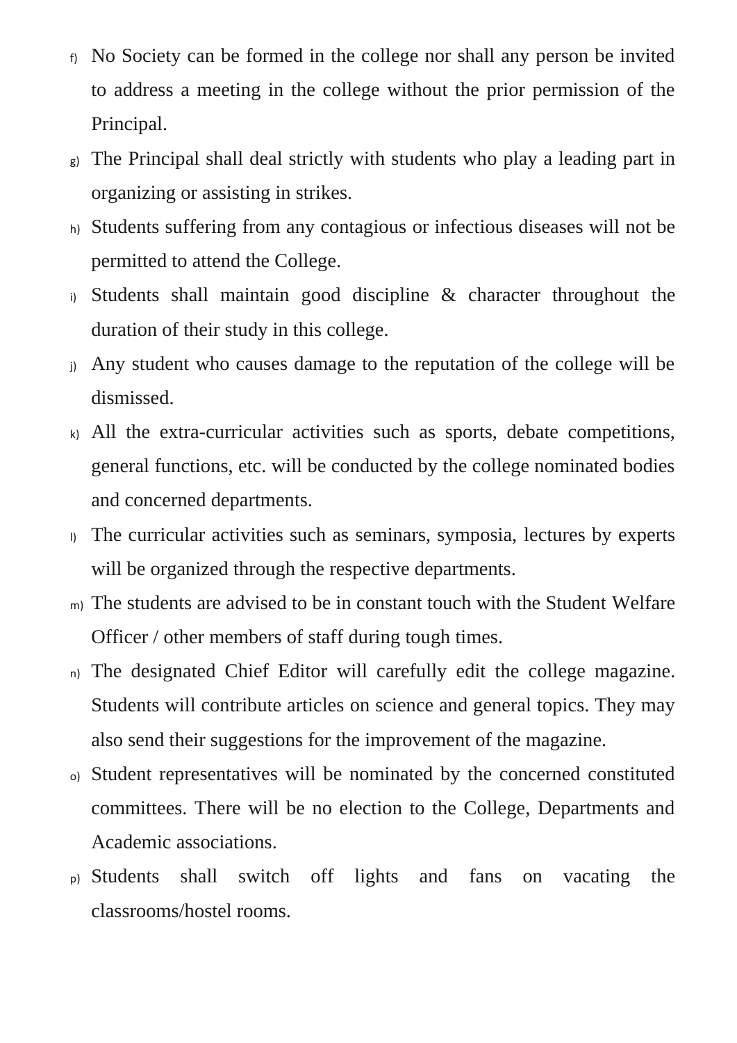f) No Society can be formed in the college nor shall any person be invited to address a meeting in the college without the prior permission of the Principal.

g) The Principal shall deal strictly with students who play a leading part in organizing or assisting in strikes.

h) Students suffering from any contagious or infectious diseases will not be permitted to attend the College.

i) Students shall maintain good discipline & character throughout the duration of their study in this college.

j) Any student who causes damage to the reputation of the college will be dismissed.

k) All the extra-curricular activities such as sports, debate competitions, general functions, etc. will be conducted by the college nominated bodies and concerned departments.

l) The curricular activities such as seminars, symposia, lectures by experts will be organized through the respective departments.

m) The students are advised to be in constant touch with the Student Welfare Officer / other members of staff during tough times.

n) The designated Chief Editor will carefully edit the college magazine. Students will contribute articles on science and general topics. They may also send their suggestions for the improvement of the magazine.

o) Student representatives will be nominated by the concerned constituted committees. There will be no election to the College, Departments and Academic associations.

p) Students shall switch off lights and fans on vacating the classrooms/hostel rooms.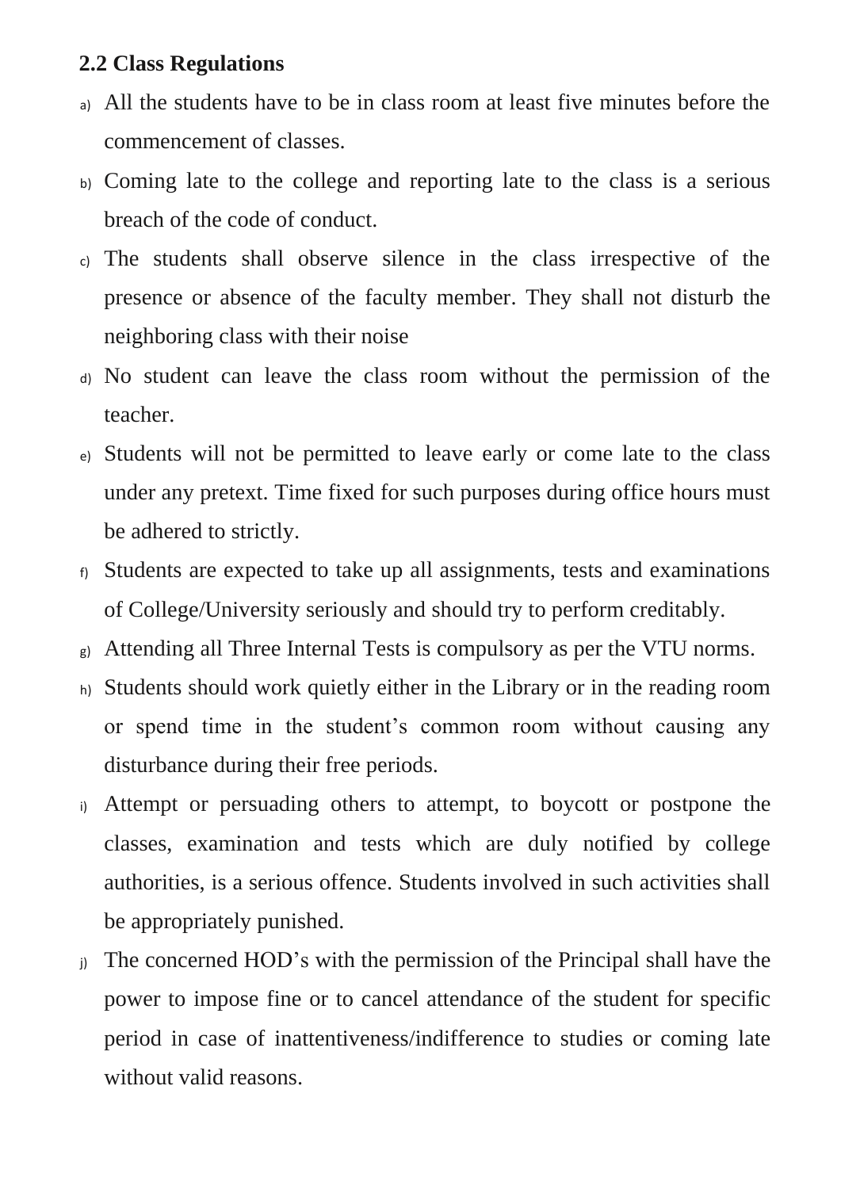## 2.2 Class Regulations

a) All the students have to be in class room at least five minutes before the commencement of classes.

b) Coming late to the college and reporting late to the class is a serious breach of the code of conduct.

c) The students shall observe silence in the class irrespective of the presence or absence of the faculty member. They shall not disturb the neighboring class with their noise

d) No student can leave the class room without the permission of the teacher.

e) Students will not be permitted to leave early or come late to the class under any pretext. Time fixed for such purposes during office hours must be adhered to strictly.

f) Students are expected to take up all assignments, tests and examinations of College/University seriously and should try to perform creditably.

g) Attending all Three Internal Tests is compulsory as per the VTU norms.

h) Students should work quietly either in the Library or in the reading room or spend time in the student's common room without causing any disturbance during their free periods.

i) Attempt or persuading others to attempt, to boycott or postpone the classes, examination and tests which are duly notified by college authorities, is a serious offence. Students involved in such activities shall be appropriately punished.

j) The concerned HOD's with the permission of the Principal shall have the power to impose fine or to cancel attendance of the student for specific period in case of inattentiveness/indifference to studies or coming late without valid reasons.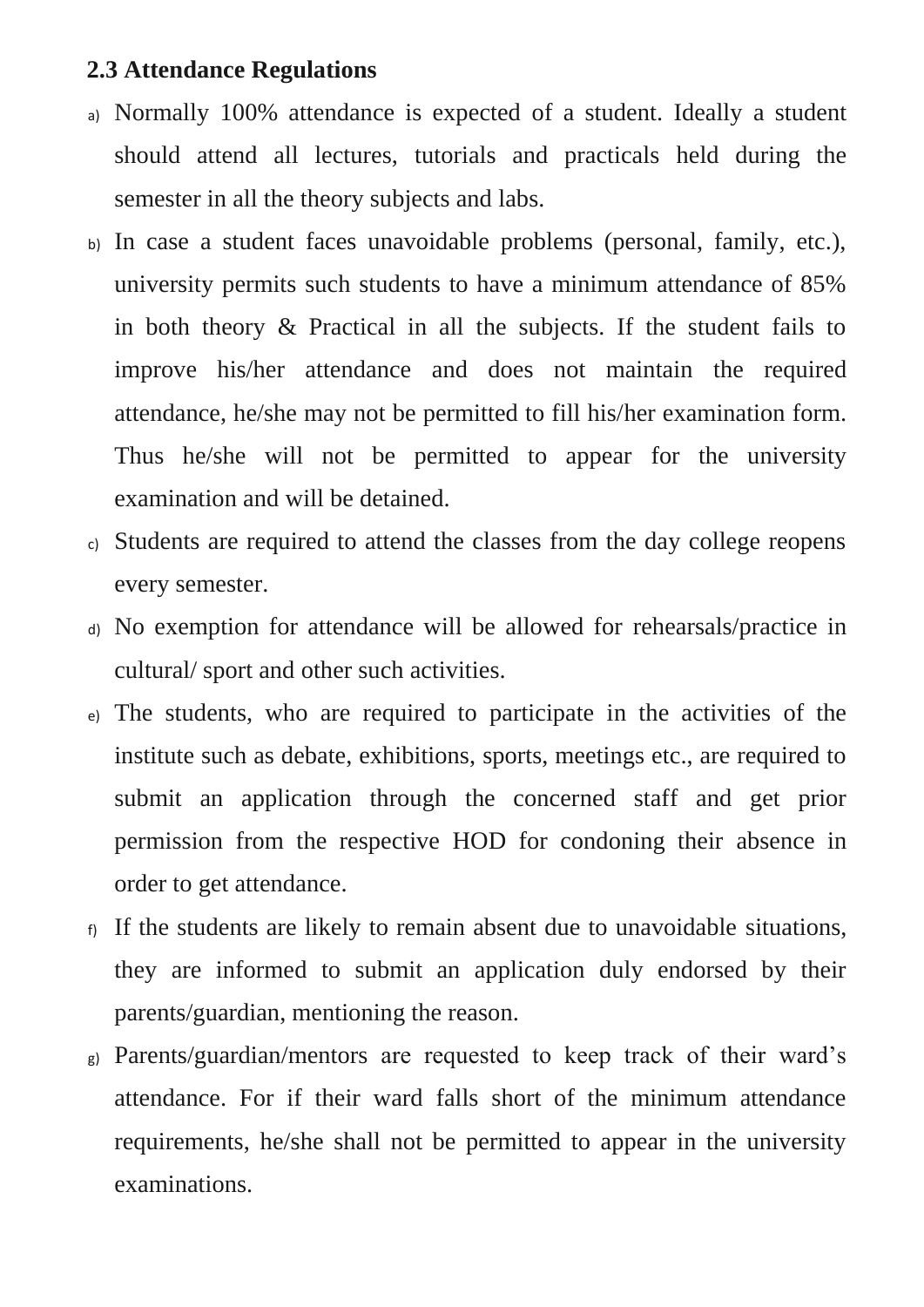### 2.3 Attendance Regulations

a) Normally 100% attendance is expected of a student. Ideally a student should attend all lectures, tutorials and practicals held during the semester in all the theory subjects and labs.

b) In case a student faces unavoidable problems (personal, family, etc.), university permits such students to have a minimum attendance of 85% in both theory & Practical in all the subjects. If the student fails to improve his/her attendance and does not maintain the required attendance, he/she may not be permitted to fill his/her examination form. Thus he/she will not be permitted to appear for the university examination and will be detained.

c) Students are required to attend the classes from the day college reopens every semester.

d) No exemption for attendance will be allowed for rehearsals/practice in cultural/ sport and other such activities.

e) The students, who are required to participate in the activities of the institute such as debate, exhibitions, sports, meetings etc., are required to submit an application through the concerned staff and get prior permission from the respective HOD for condoning their absence in order to get attendance.

f) If the students are likely to remain absent due to unavoidable situations, they are informed to submit an application duly endorsed by their parents/guardian, mentioning the reason.

g) Parents/guardian/mentors are requested to keep track of their ward's attendance. For if their ward falls short of the minimum attendance requirements, he/she shall not be permitted to appear in the university examinations.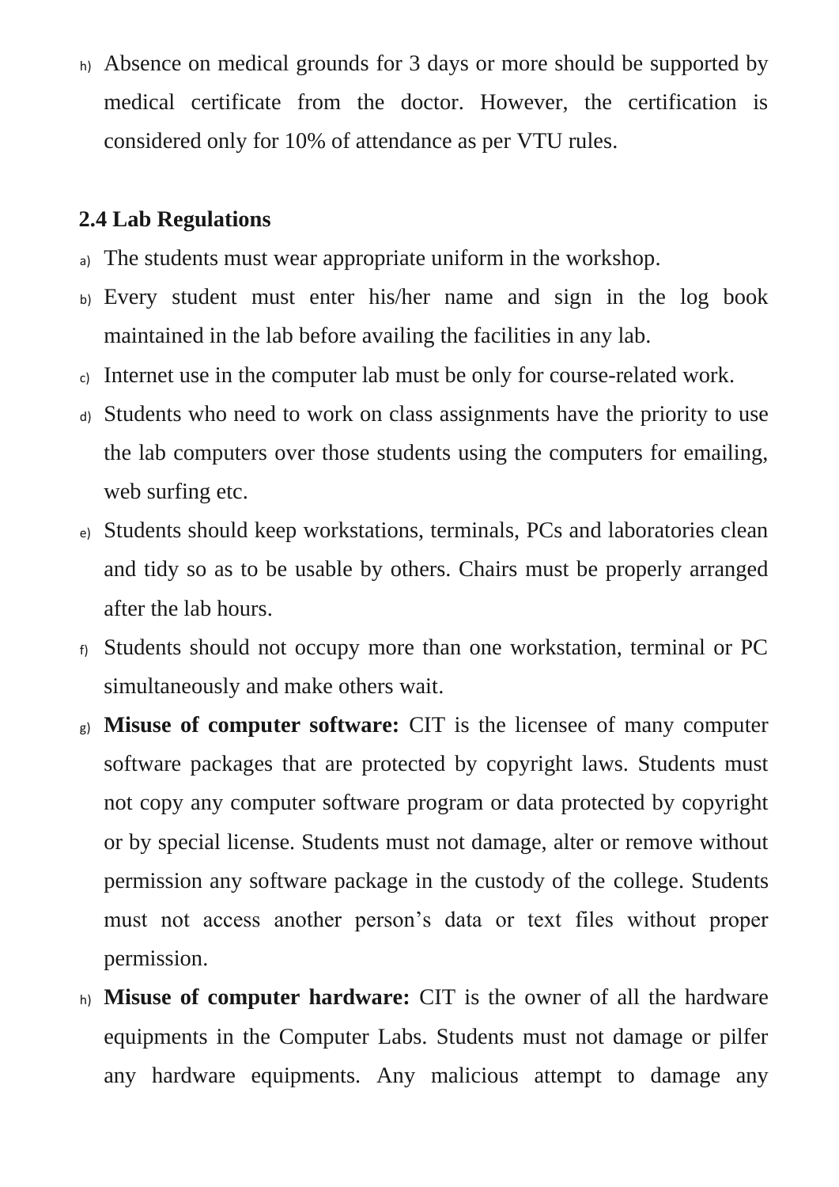h) Absence on medical grounds for 3 days or more should be supported by medical certificate from the doctor. However, the certification is considered only for 10% of attendance as per VTU rules.

### 2.4 Lab Regulations

a) The students must wear appropriate uniform in the workshop.

b) Every student must enter his/her name and sign in the log book maintained in the lab before availing the facilities in any lab.

c) Internet use in the computer lab must be only for course-related work.

d) Students who need to work on class assignments have the priority to use the lab computers over those students using the computers for emailing, web surfing etc.

e) Students should keep workstations, terminals, PCs and laboratories clean and tidy so as to be usable by others. Chairs must be properly arranged after the lab hours.

f) Students should not occupy more than one workstation, terminal or PC simultaneously and make others wait.

g) **Misuse of computer software:** CIT is the licensee of many computer software packages that are protected by copyright laws. Students must not copy any computer software program or data protected by copyright or by special license. Students must not damage, alter or remove without permission any software package in the custody of the college. Students must not access another person's data or text files without proper permission.

h) **Misuse of computer hardware:** CIT is the owner of all the hardware equipments in the Computer Labs. Students must not damage or pilfer any hardware equipments. Any malicious attempt to damage any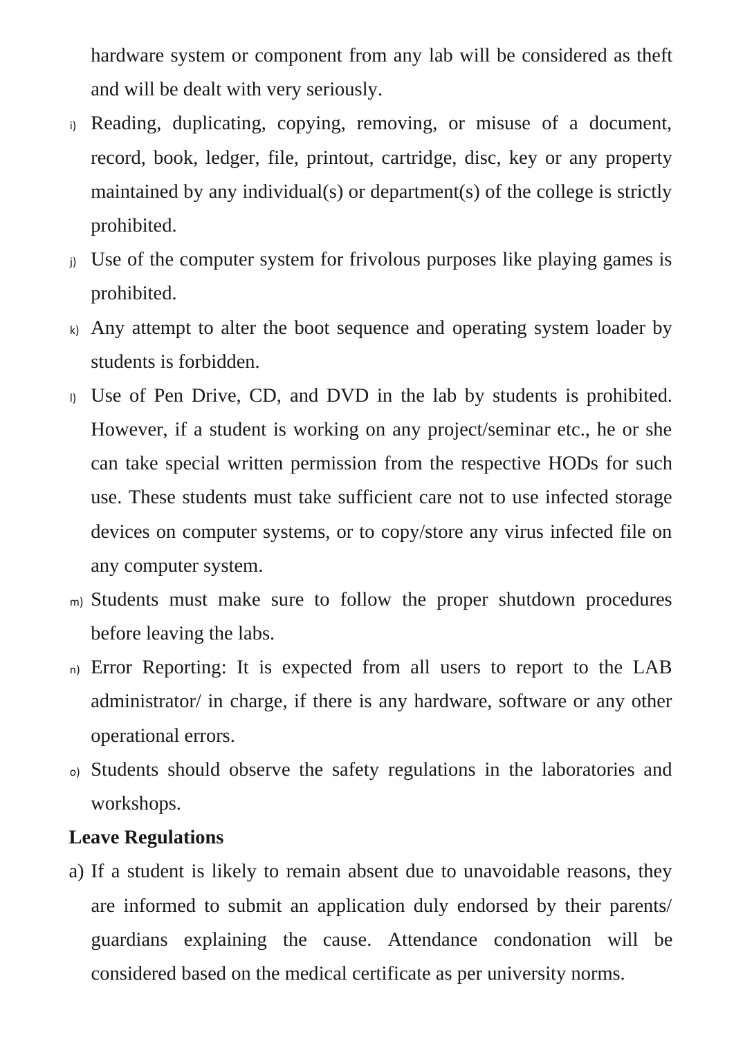hardware system or component from any lab will be considered as theft and will be dealt with very seriously.

i) Reading, duplicating, copying, removing, or misuse of a document, record, book, ledger, file, printout, cartridge, disc, key or any property maintained by any individual(s) or department(s) of the college is strictly prohibited.

j) Use of the computer system for frivolous purposes like playing games is prohibited.

k) Any attempt to alter the boot sequence and operating system loader by students is forbidden.

l) Use of Pen Drive, CD, and DVD in the lab by students is prohibited. However, if a student is working on any project/seminar etc., he or she can take special written permission from the respective HODs for such use. These students must take sufficient care not to use infected storage devices on computer systems, or to copy/store any virus infected file on any computer system.

m) Students must make sure to follow the proper shutdown procedures before leaving the labs.

n) Error Reporting: It is expected from all users to report to the LAB administrator/ in charge, if there is any hardware, software or any other operational errors.

o) Students should observe the safety regulations in the laboratories and workshops.

**Leave Regulations**

a) If a student is likely to remain absent due to unavoidable reasons, they are informed to submit an application duly endorsed by their parents/ guardians explaining the cause. Attendance condonation will be considered based on the medical certificate as per university norms.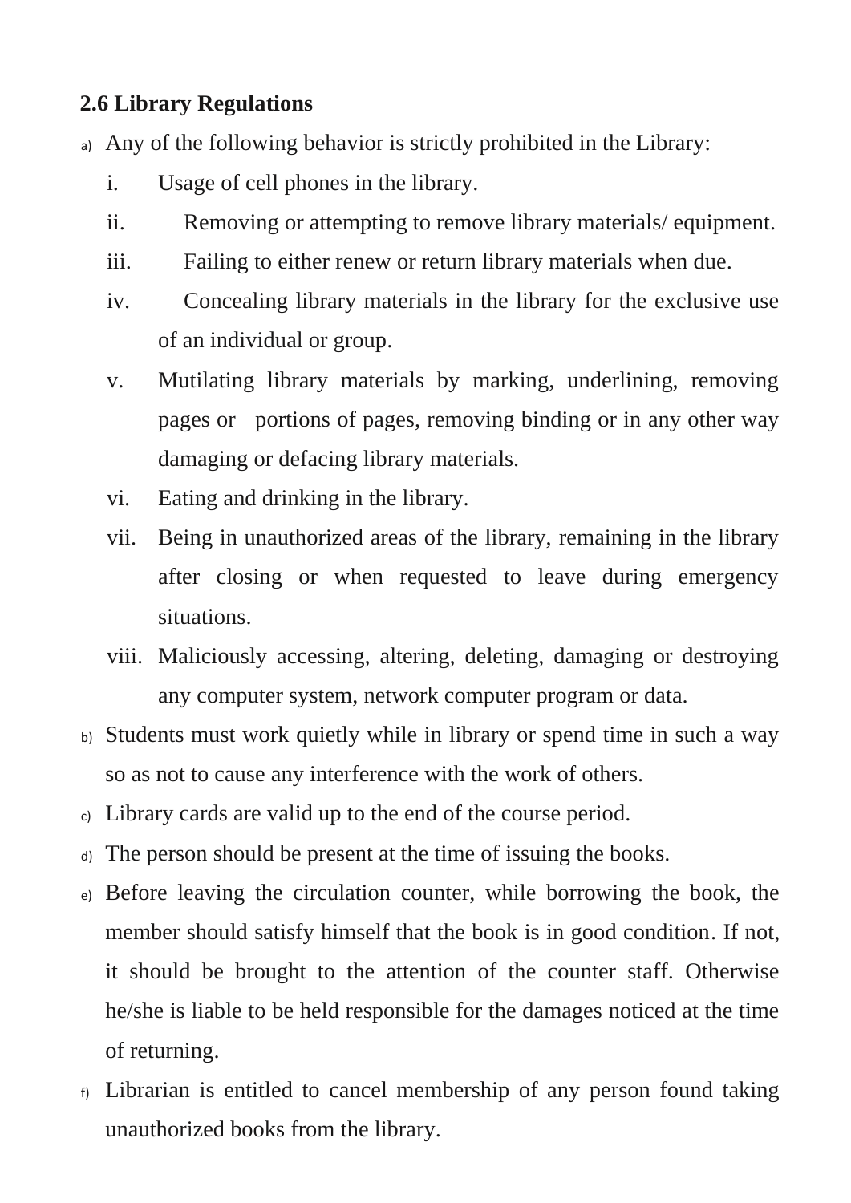**2.6 Library Regulations**

a) Any of the following behavior is strictly prohibited in the Library:

   i. Usage of cell phones in the library.
   ii. Removing or attempting to remove library materials/ equipment.
   iii. Failing to either renew or return library materials when due.
   iv. Concealing library materials in the library for the exclusive use of an individual or group.
   v. Mutilating library materials by marking, underlining, removing pages or portions of pages, removing binding or in any other way damaging or defacing library materials.
   vi. Eating and drinking in the library.
   vii. Being in unauthorized areas of the library, remaining in the library after closing or when requested to leave during emergency situations.
   viii. Maliciously accessing, altering, deleting, damaging or destroying any computer system, network computer program or data.

b) Students must work quietly while in library or spend time in such a way so as not to cause any interference with the work of others.

c) Library cards are valid up to the end of the course period.

d) The person should be present at the time of issuing the books.

e) Before leaving the circulation counter, while borrowing the book, the member should satisfy himself that the book is in good condition. If not, it should be brought to the attention of the counter staff. Otherwise he/she is liable to be held responsible for the damages noticed at the time of returning.

f) Librarian is entitled to cancel membership of any person found taking unauthorized books from the library.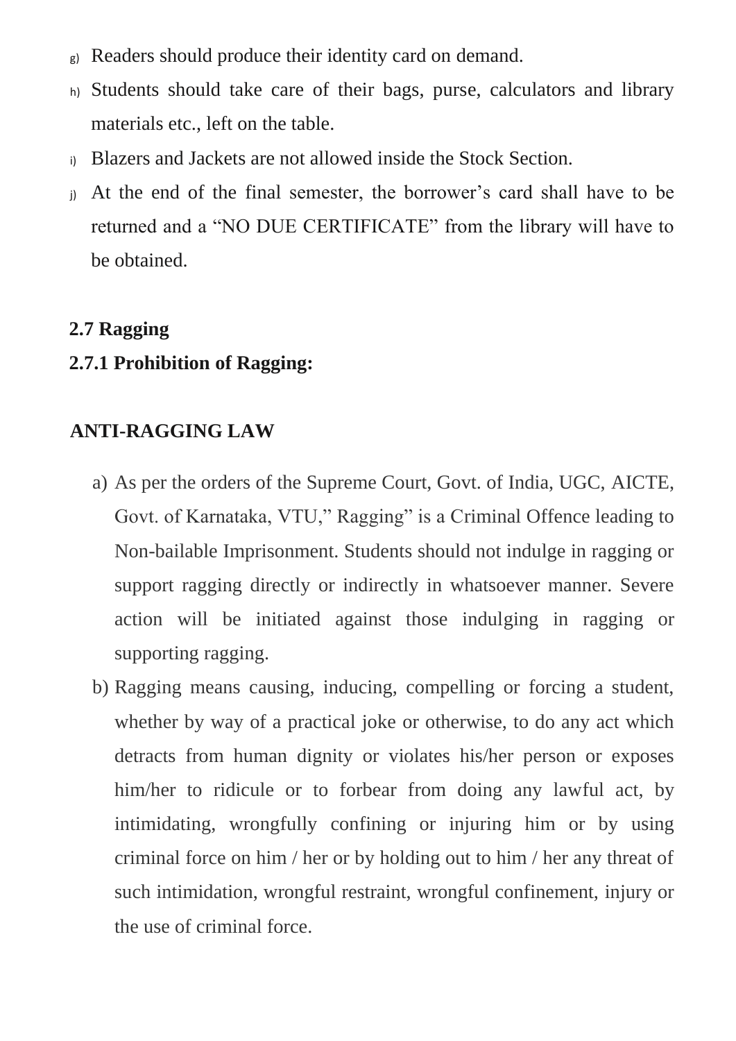g) Readers should produce their identity card on demand.

h) Students should take care of their bags, purse, calculators and library materials etc., left on the table.

i) Blazers and Jackets are not allowed inside the Stock Section.

j) At the end of the final semester, the borrower's card shall have to be returned and a "NO DUE CERTIFICATE" from the library will have to be obtained.

### 2.7 Ragging

#### 2.7.1 Prohibition of Ragging:

**ANTI-RAGGING LAW**

a) As per the orders of the Supreme Court, Govt. of India, UGC, AICTE, Govt. of Karnataka, VTU," Ragging" is a Criminal Offence leading to Non-bailable Imprisonment. Students should not indulge in ragging or support ragging directly or indirectly in whatsoever manner. Severe action will be initiated against those indulging in ragging or supporting ragging.

b) Ragging means causing, inducing, compelling or forcing a student, whether by way of a practical joke or otherwise, to do any act which detracts from human dignity or violates his/her person or exposes him/her to ridicule or to forbear from doing any lawful act, by intimidating, wrongfully confining or injuring him or by using criminal force on him / her or by holding out to him / her any threat of such intimidation, wrongful restraint, wrongful confinement, injury or the use of criminal force.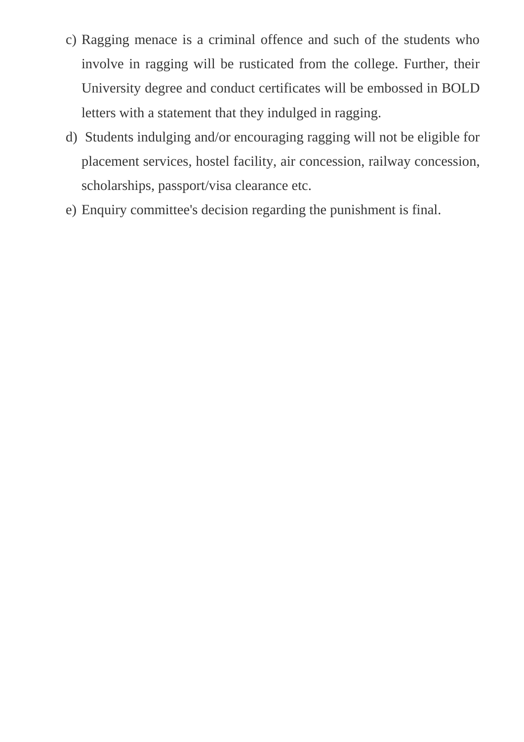c) Ragging menace is a criminal offence and such of the students who involve in ragging will be rusticated from the college. Further, their University degree and conduct certificates will be embossed in BOLD letters with a statement that they indulged in ragging.

d) Students indulging and/or encouraging ragging will not be eligible for placement services, hostel facility, air concession, railway concession, scholarships, passport/visa clearance etc.

e) Enquiry committee's decision regarding the punishment is final.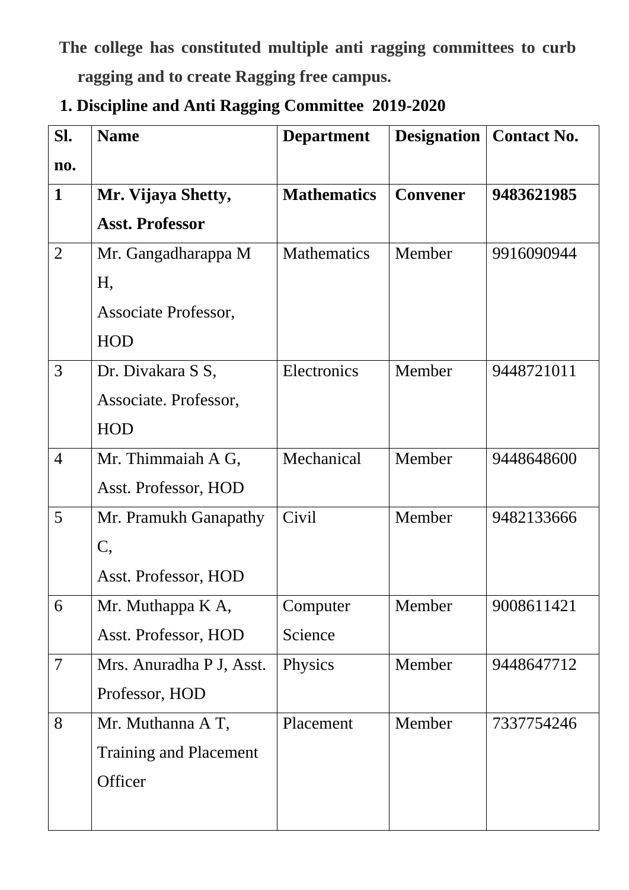**The college has constituted multiple anti ragging committees to curb ragging and to create Ragging free campus.**

**1. Discipline and Anti Ragging Committee 2019-2020**

| Sl. no. | Name | Department | Designation | Contact No. |
|---|---|---|---|---|
| **1** | **Mr. Vijaya Shetty, Asst. Professor** | **Mathematics** | **Convener** | **9483621985** |
| 2 | Mr. Gangadharappa M H, Associate Professor, HOD | Mathematics | Member | 9916090944 |
| 3 | Dr. Divakara S S, Associate. Professor, HOD | Electronics | Member | 9448721011 |
| 4 | Mr. Thimmaiah A G, Asst. Professor, HOD | Mechanical | Member | 9448648600 |
| 5 | Mr. Pramukh Ganapathy C, Asst. Professor, HOD | Civil | Member | 9482133666 |
| 6 | Mr. Muthappa K A, Asst. Professor, HOD | Computer Science | Member | 9008611421 |
| 7 | Mrs. Anuradha P J, Asst. Professor, HOD | Physics | Member | 9448647712 |
| 8 | Mr. Muthanna A T, Training and Placement Officer | Placement | Member | 7337754246 |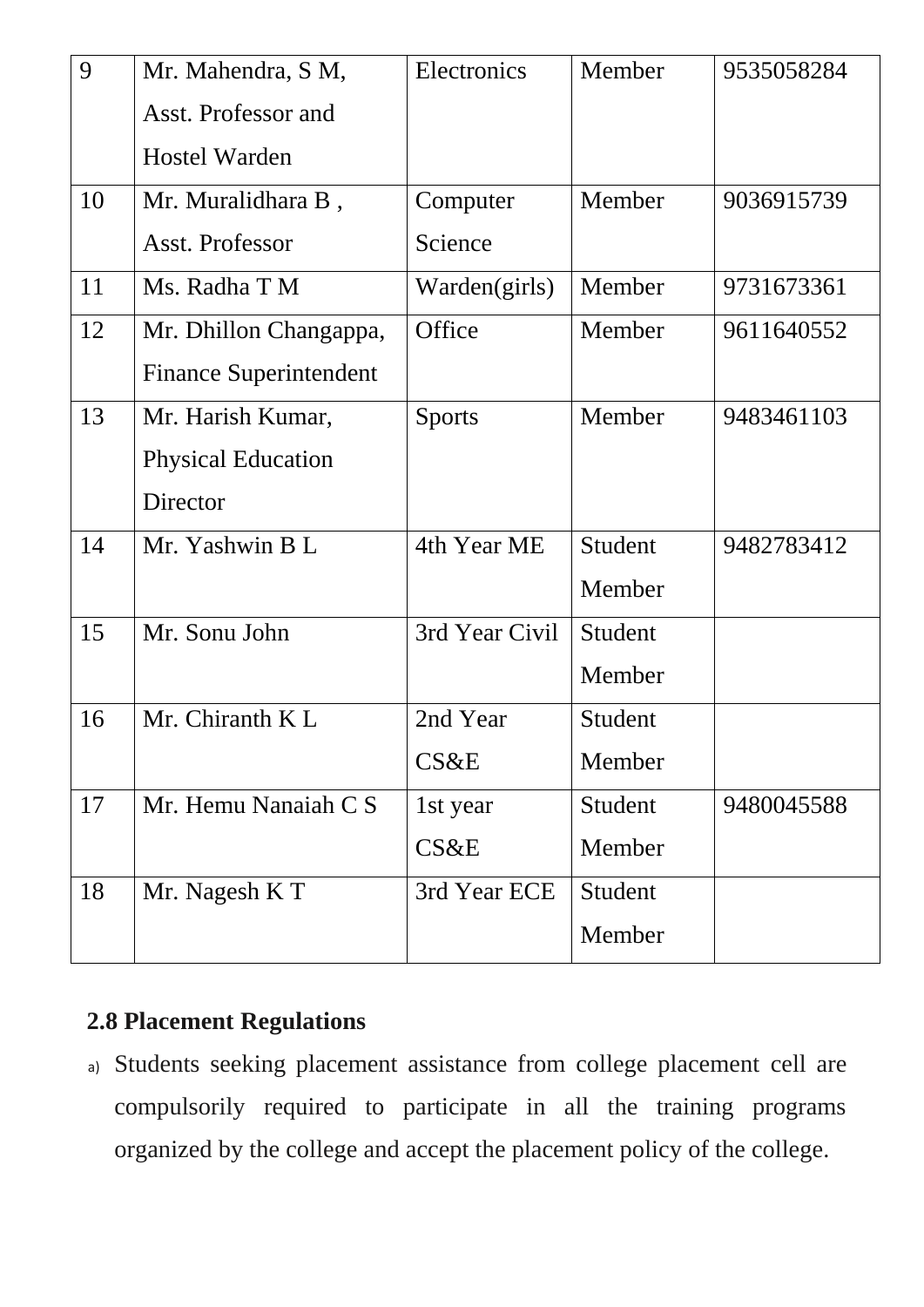| 9 | Mr. Mahendra, S M, Asst. Professor and Hostel Warden | Electronics | Member | 9535058284 |
|---|---|---|---|---|
| 10 | Mr. Muralidhara B , Asst. Professor | Computer Science | Member | 9036915739 |
| 11 | Ms. Radha T M | Warden(girls) | Member | 9731673361 |
| 12 | Mr. Dhillon Changappa, Finance Superintendent | Office | Member | 9611640552 |
| 13 | Mr. Harish Kumar, Physical Education Director | Sports | Member | 9483461103 |
| 14 | Mr. Yashwin B L | 4th Year ME | Student Member | 9482783412 |
| 15 | Mr. Sonu John | 3rd Year Civil | Student Member | |
| 16 | Mr. Chiranth K L | 2nd Year CS&E | Student Member | |
| 17 | Mr. Hemu Nanaiah C S | 1st year CS&E | Student Member | 9480045588 |
| 18 | Mr. Nagesh K T | 3rd Year ECE | Student Member | |

### 2.8 Placement Regulations

a) Students seeking placement assistance from college placement cell are compulsorily required to participate in all the training programs organized by the college and accept the placement policy of the college.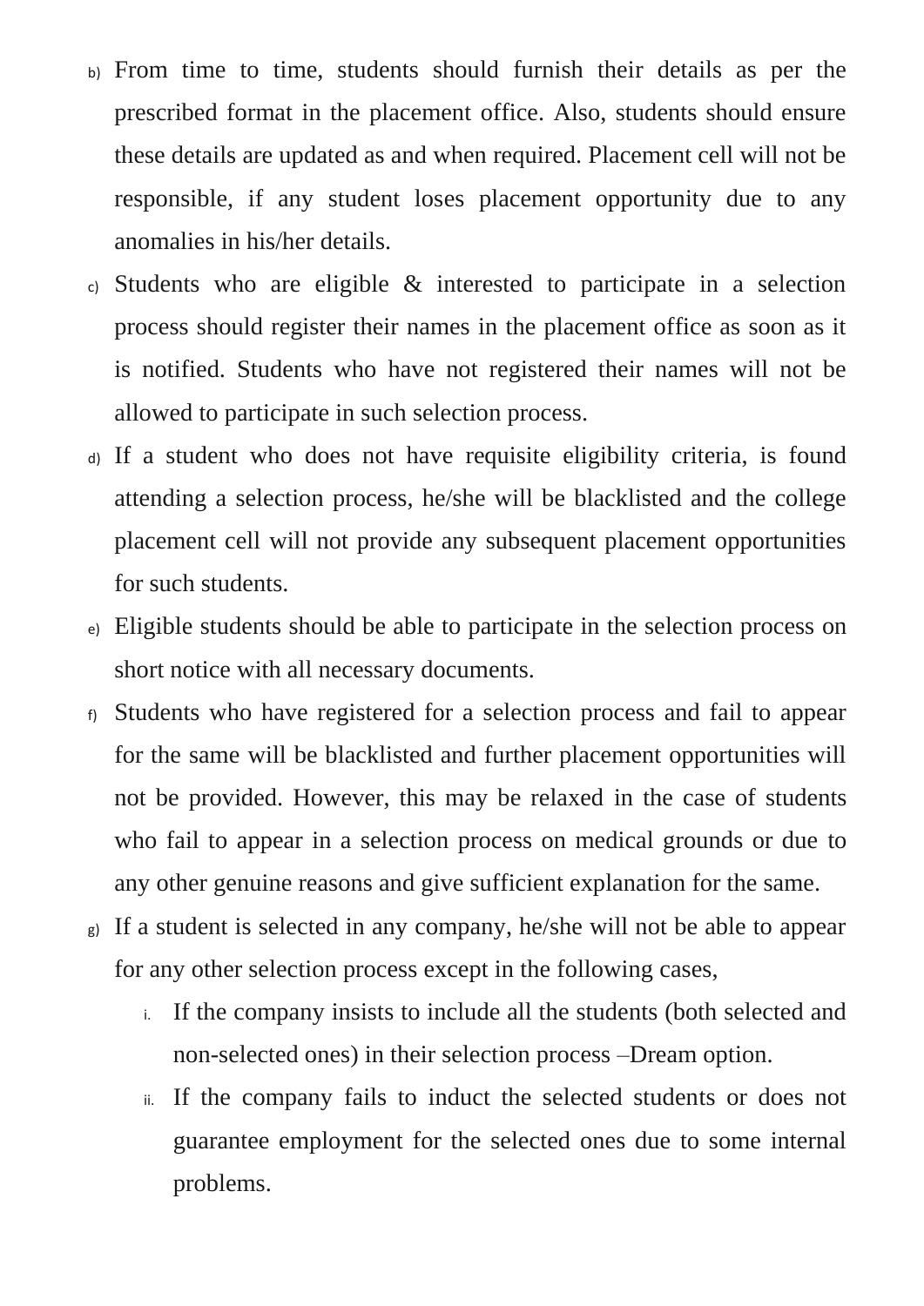b) From time to time, students should furnish their details as per the prescribed format in the placement office. Also, students should ensure these details are updated as and when required. Placement cell will not be responsible, if any student loses placement opportunity due to any anomalies in his/her details.

c) Students who are eligible & interested to participate in a selection process should register their names in the placement office as soon as it is notified. Students who have not registered their names will not be allowed to participate in such selection process.

d) If a student who does not have requisite eligibility criteria, is found attending a selection process, he/she will be blacklisted and the college placement cell will not provide any subsequent placement opportunities for such students.

e) Eligible students should be able to participate in the selection process on short notice with all necessary documents.

f) Students who have registered for a selection process and fail to appear for the same will be blacklisted and further placement opportunities will not be provided. However, this may be relaxed in the case of students who fail to appear in a selection process on medical grounds or due to any other genuine reasons and give sufficient explanation for the same.

g) If a student is selected in any company, he/she will not be able to appear for any other selection process except in the following cases,

   i. If the company insists to include all the students (both selected and non-selected ones) in their selection process –Dream option.

   ii. If the company fails to induct the selected students or does not guarantee employment for the selected ones due to some internal problems.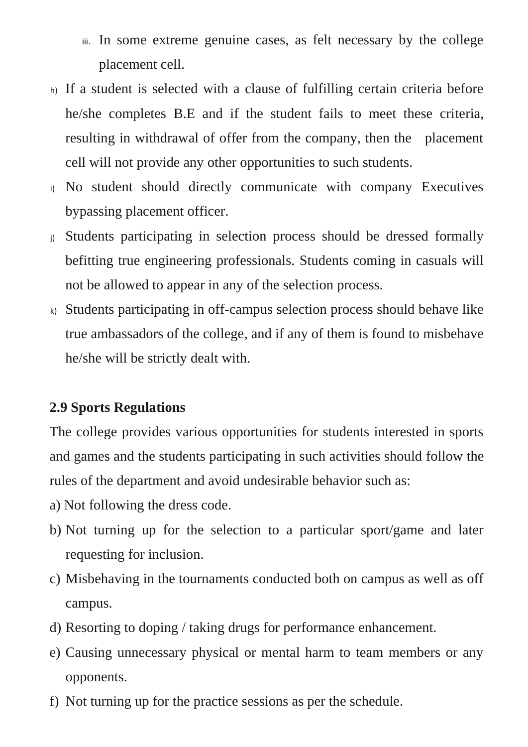iii. In some extreme genuine cases, as felt necessary by the college placement cell.

h) If a student is selected with a clause of fulfilling certain criteria before he/she completes B.E and if the student fails to meet these criteria, resulting in withdrawal of offer from the company, then the placement cell will not provide any other opportunities to such students.

i) No student should directly communicate with company Executives bypassing placement officer.

j) Students participating in selection process should be dressed formally befitting true engineering professionals. Students coming in casuals will not be allowed to appear in any of the selection process.

k) Students participating in off-campus selection process should behave like true ambassadors of the college, and if any of them is found to misbehave he/she will be strictly dealt with.

**2.9 Sports Regulations**

The college provides various opportunities for students interested in sports and games and the students participating in such activities should follow the rules of the department and avoid undesirable behavior such as:

a) Not following the dress code.

b) Not turning up for the selection to a particular sport/game and later requesting for inclusion.

c) Misbehaving in the tournaments conducted both on campus as well as off campus.

d) Resorting to doping / taking drugs for performance enhancement.

e) Causing unnecessary physical or mental harm to team members or any opponents.

f) Not turning up for the practice sessions as per the schedule.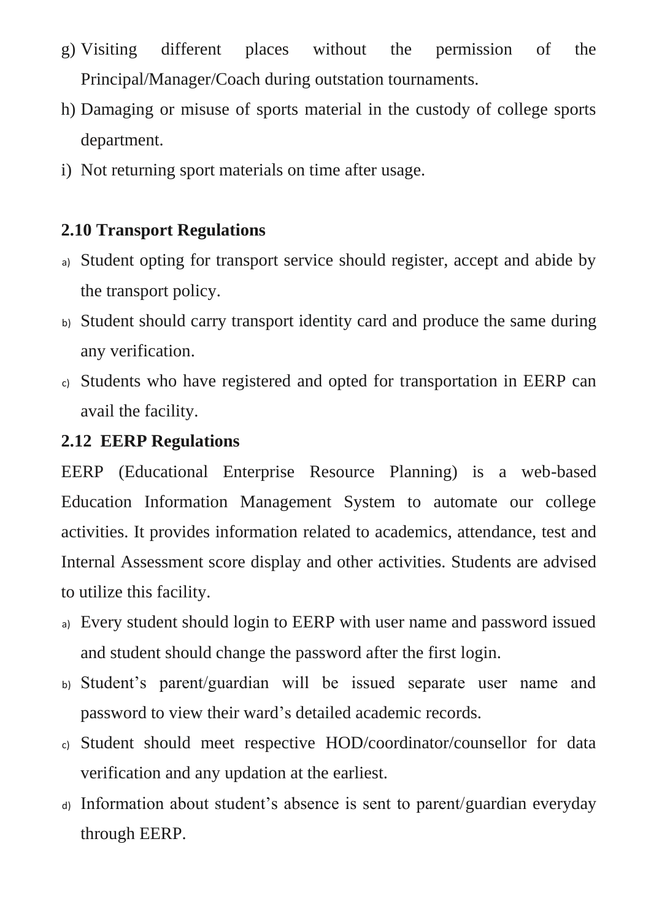g) Visiting different places without the permission of the Principal/Manager/Coach during outstation tournaments.
h) Damaging or misuse of sports material in the custody of college sports department.
i) Not returning sport materials on time after usage.

### 2.10 Transport Regulations

a) Student opting for transport service should register, accept and abide by the transport policy.
b) Student should carry transport identity card and produce the same during any verification.
c) Students who have registered and opted for transportation in EERP can avail the facility.

### 2.12 EERP Regulations

EERP (Educational Enterprise Resource Planning) is a web-based Education Information Management System to automate our college activities. It provides information related to academics, attendance, test and Internal Assessment score display and other activities. Students are advised to utilize this facility.

a) Every student should login to EERP with user name and password issued and student should change the password after the first login.
b) Student's parent/guardian will be issued separate user name and password to view their ward's detailed academic records.
c) Student should meet respective HOD/coordinator/counsellor for data verification and any updation at the earliest.
d) Information about student's absence is sent to parent/guardian everyday through EERP.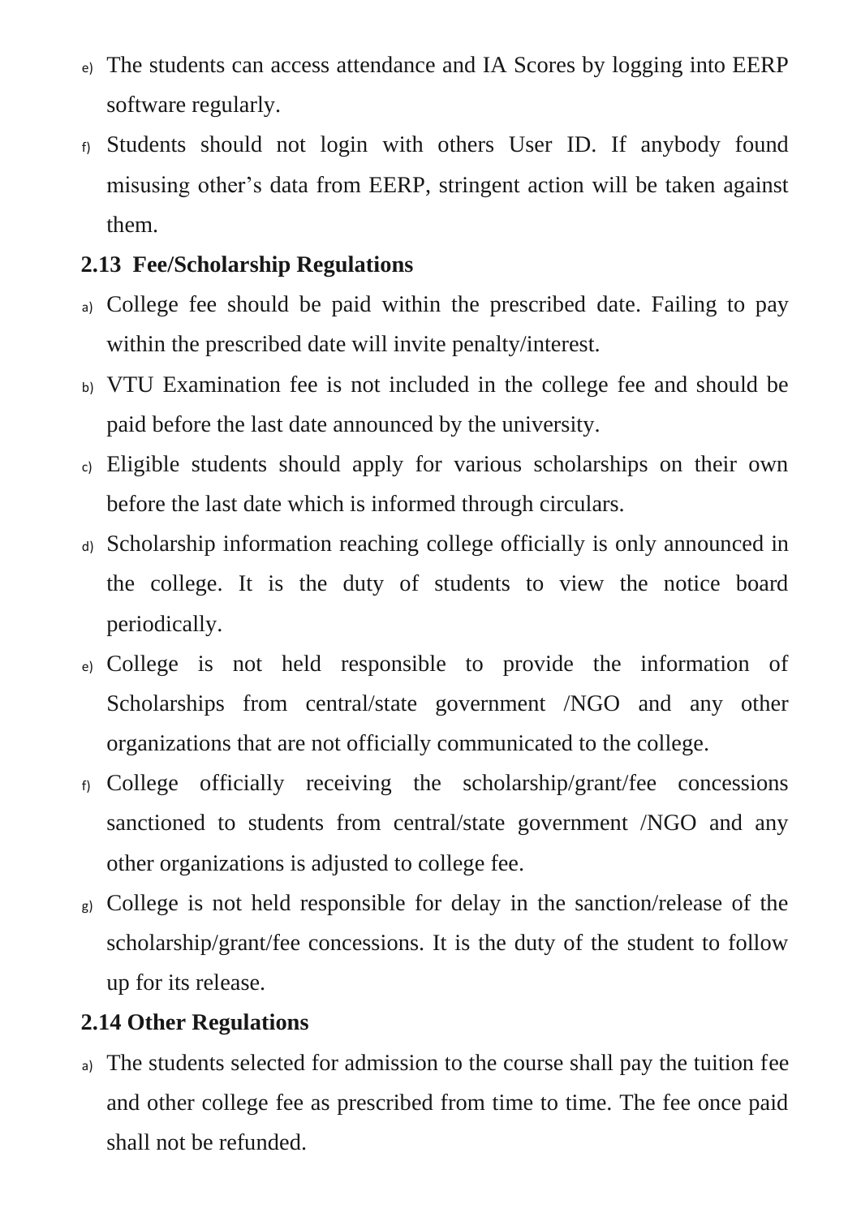e) The students can access attendance and IA Scores by logging into EERP software regularly.

f) Students should not login with others User ID. If anybody found misusing other’s data from EERP, stringent action will be taken against them.

### 2.13 Fee/Scholarship Regulations

a) College fee should be paid within the prescribed date. Failing to pay within the prescribed date will invite penalty/interest.

b) VTU Examination fee is not included in the college fee and should be paid before the last date announced by the university.

c) Eligible students should apply for various scholarships on their own before the last date which is informed through circulars.

d) Scholarship information reaching college officially is only announced in the college. It is the duty of students to view the notice board periodically.

e) College is not held responsible to provide the information of Scholarships from central/state government /NGO and any other organizations that are not officially communicated to the college.

f) College officially receiving the scholarship/grant/fee concessions sanctioned to students from central/state government /NGO and any other organizations is adjusted to college fee.

g) College is not held responsible for delay in the sanction/release of the scholarship/grant/fee concessions. It is the duty of the student to follow up for its release.

### 2.14 Other Regulations

a) The students selected for admission to the course shall pay the tuition fee and other college fee as prescribed from time to time. The fee once paid shall not be refunded.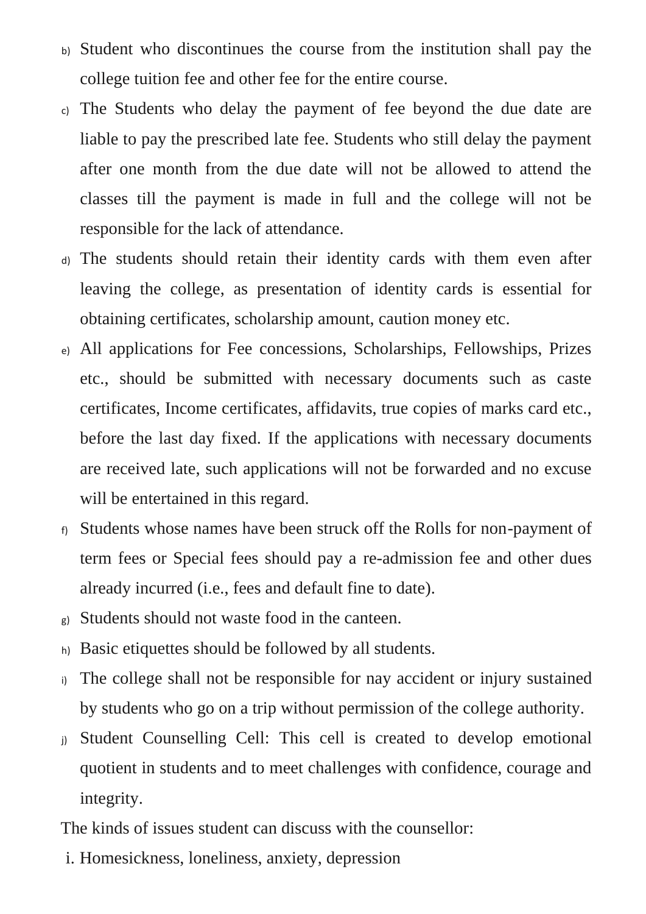b) Student who discontinues the course from the institution shall pay the college tuition fee and other fee for the entire course.

c) The Students who delay the payment of fee beyond the due date are liable to pay the prescribed late fee. Students who still delay the payment after one month from the due date will not be allowed to attend the classes till the payment is made in full and the college will not be responsible for the lack of attendance.

d) The students should retain their identity cards with them even after leaving the college, as presentation of identity cards is essential for obtaining certificates, scholarship amount, caution money etc.

e) All applications for Fee concessions, Scholarships, Fellowships, Prizes etc., should be submitted with necessary documents such as caste certificates, Income certificates, affidavits, true copies of marks card etc., before the last day fixed. If the applications with necessary documents are received late, such applications will not be forwarded and no excuse will be entertained in this regard.

f) Students whose names have been struck off the Rolls for non-payment of term fees or Special fees should pay a re-admission fee and other dues already incurred (i.e., fees and default fine to date).

g) Students should not waste food in the canteen.

h) Basic etiquettes should be followed by all students.

i) The college shall not be responsible for nay accident or injury sustained by students who go on a trip without permission of the college authority.

j) Student Counselling Cell: This cell is created to develop emotional quotient in students and to meet challenges with confidence, courage and integrity.

The kinds of issues student can discuss with the counsellor:

i. Homesickness, loneliness, anxiety, depression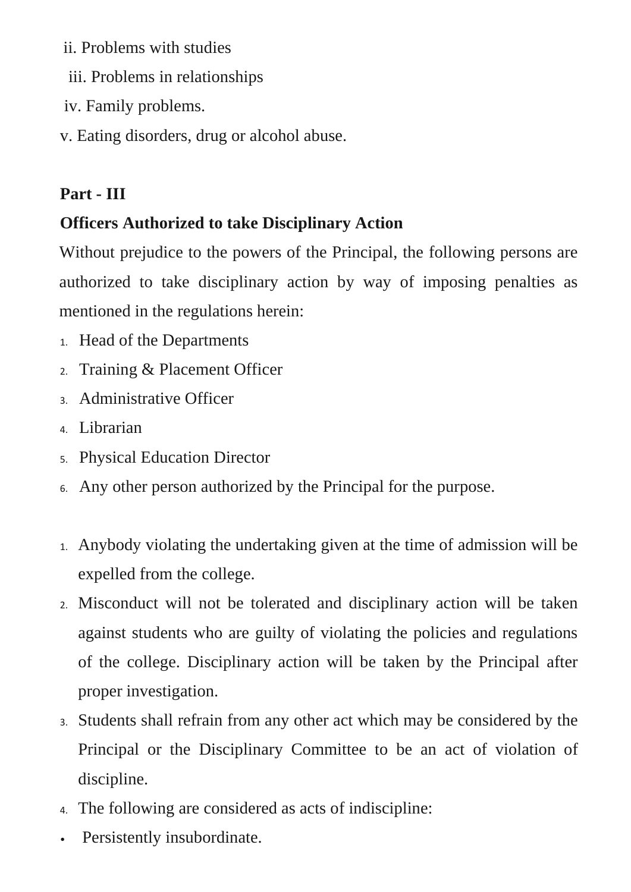ii. Problems with studies

iii. Problems in relationships

iv. Family problems.

v. Eating disorders, drug or alcohol abuse.

**Part - III**

**Officers Authorized to take Disciplinary Action**

Without prejudice to the powers of the Principal, the following persons are authorized to take disciplinary action by way of imposing penalties as mentioned in the regulations herein:

1. Head of the Departments
2. Training & Placement Officer
3. Administrative Officer
4. Librarian
5. Physical Education Director
6. Any other person authorized by the Principal for the purpose.

1. Anybody violating the undertaking given at the time of admission will be expelled from the college.
2. Misconduct will not be tolerated and disciplinary action will be taken against students who are guilty of violating the policies and regulations of the college. Disciplinary action will be taken by the Principal after proper investigation.
3. Students shall refrain from any other act which may be considered by the Principal or the Disciplinary Committee to be an act of violation of discipline.
4. The following are considered as acts of indiscipline:

- Persistently insubordinate.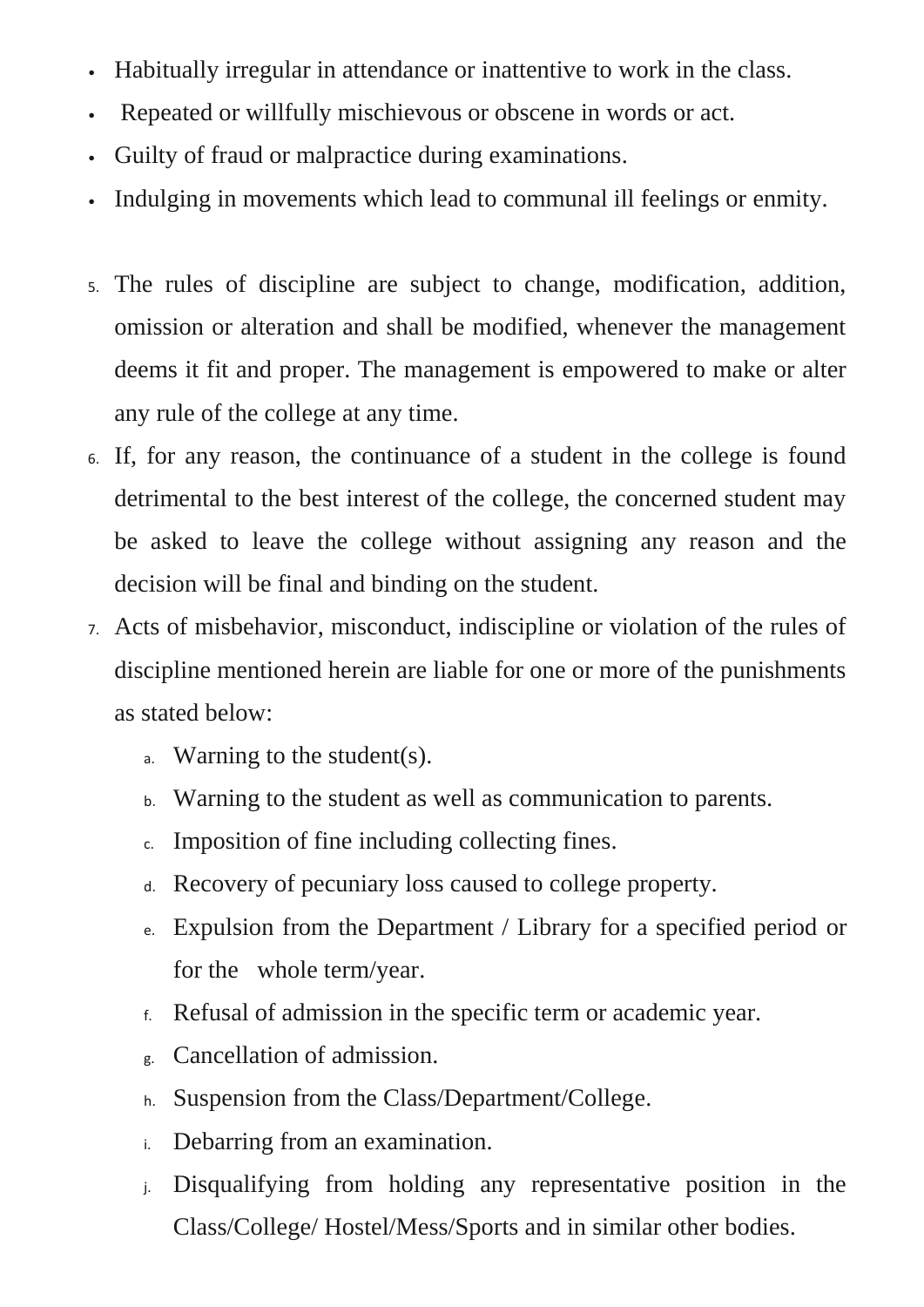- Habitually irregular in attendance or inattentive to work in the class.
- Repeated or willfully mischievous or obscene in words or act.
- Guilty of fraud or malpractice during examinations.
- Indulging in movements which lead to communal ill feelings or enmity.

5. The rules of discipline are subject to change, modification, addition, omission or alteration and shall be modified, whenever the management deems it fit and proper. The management is empowered to make or alter any rule of the college at any time.
6. If, for any reason, the continuance of a student in the college is found detrimental to the best interest of the college, the concerned student may be asked to leave the college without assigning any reason and the decision will be final and binding on the student.
7. Acts of misbehavior, misconduct, indiscipline or violation of the rules of discipline mentioned herein are liable for one or more of the punishments as stated below:
   a. Warning to the student(s).
   b. Warning to the student as well as communication to parents.
   c. Imposition of fine including collecting fines.
   d. Recovery of pecuniary loss caused to college property.
   e. Expulsion from the Department / Library for a specified period or for the whole term/year.
   f. Refusal of admission in the specific term or academic year.
   g. Cancellation of admission.
   h. Suspension from the Class/Department/College.
   i. Debarring from an examination.
   j. Disqualifying from holding any representative position in the Class/College/ Hostel/Mess/Sports and in similar other bodies.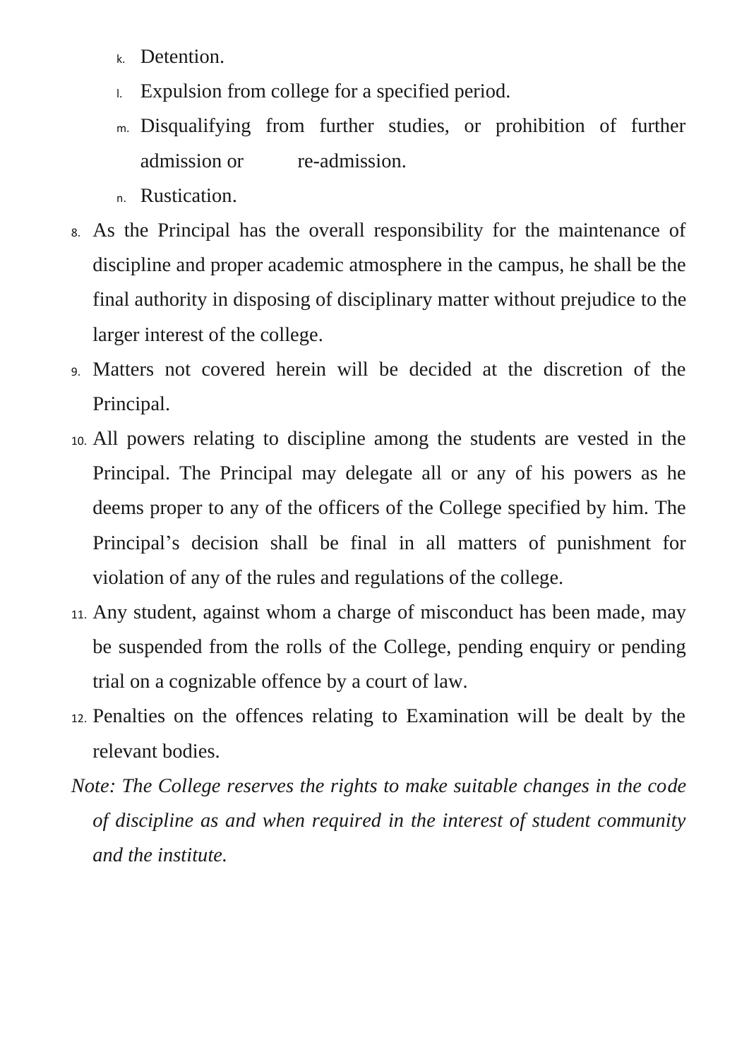k. Detention.
l. Expulsion from college for a specified period.
m. Disqualifying from further studies, or prohibition of further admission or re-admission.
n. Rustication.

8. As the Principal has the overall responsibility for the maintenance of discipline and proper academic atmosphere in the campus, he shall be the final authority in disposing of disciplinary matter without prejudice to the larger interest of the college.
9. Matters not covered herein will be decided at the discretion of the Principal.
10. All powers relating to discipline among the students are vested in the Principal. The Principal may delegate all or any of his powers as he deems proper to any of the officers of the College specified by him. The Principal's decision shall be final in all matters of punishment for violation of any of the rules and regulations of the college.
11. Any student, against whom a charge of misconduct has been made, may be suspended from the rolls of the College, pending enquiry or pending trial on a cognizable offence by a court of law.
12. Penalties on the offences relating to Examination will be dealt by the relevant bodies.

*Note: The College reserves the rights to make suitable changes in the code of discipline as and when required in the interest of student community and the institute.*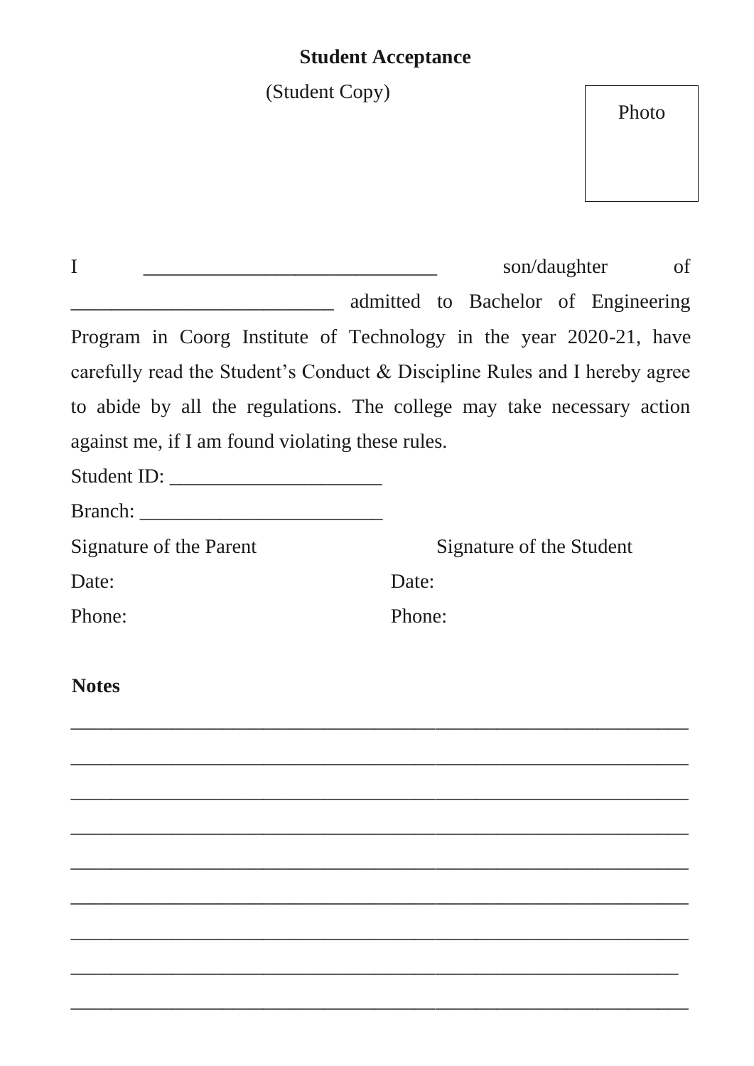**Student Acceptance**

(Student Copy)

Photo

I _____________________________ son/daughter of _________________________ admitted to Bachelor of Engineering Program in Coorg Institute of Technology in the year 2020-21, have carefully read the Student's Conduct & Discipline Rules and I hereby agree to abide by all the regulations. The college may take necessary action against me, if I am found violating these rules.

Student ID: _____________________

Branch: ________________________

Signature of the Parent                    Signature of the Student

Date:                                      Date:

Phone:                                     Phone:

**Notes**

_____________________________________________________________

_____________________________________________________________

_____________________________________________________________

_____________________________________________________________

_____________________________________________________________

_____________________________________________________________

_____________________________________________________________

____________________________________________________________

_____________________________________________________________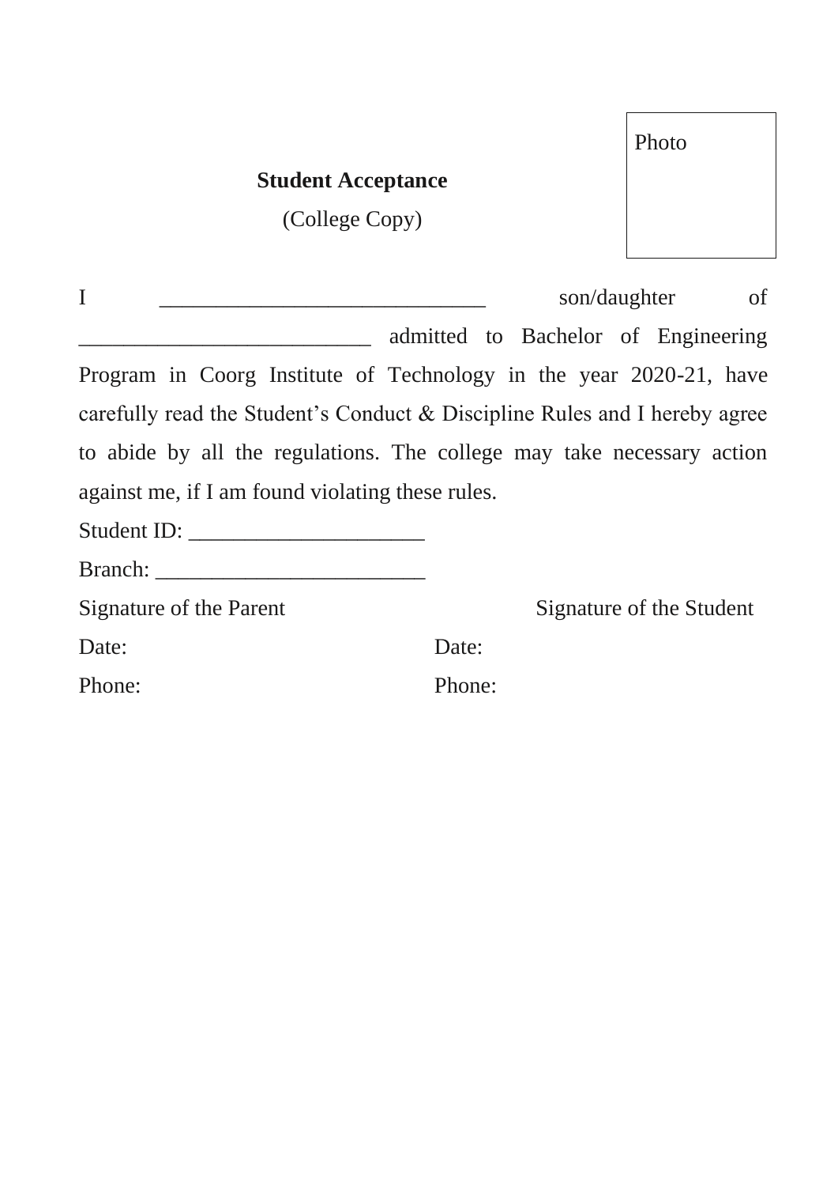Photo

**Student Acceptance**

(College Copy)

I _____________________________ son/daughter of _________________________ admitted to Bachelor of Engineering Program in Coorg Institute of Technology in the year 2020-21, have carefully read the Student's Conduct & Discipline Rules and I hereby agree to abide by all the regulations. The college may take necessary action against me, if I am found violating these rules.

Student ID: _____________________

Branch: ________________________

| Signature of the Parent | Signature of the Student |
| --- | --- |
| Date: | Date: |
| Phone: | Phone: |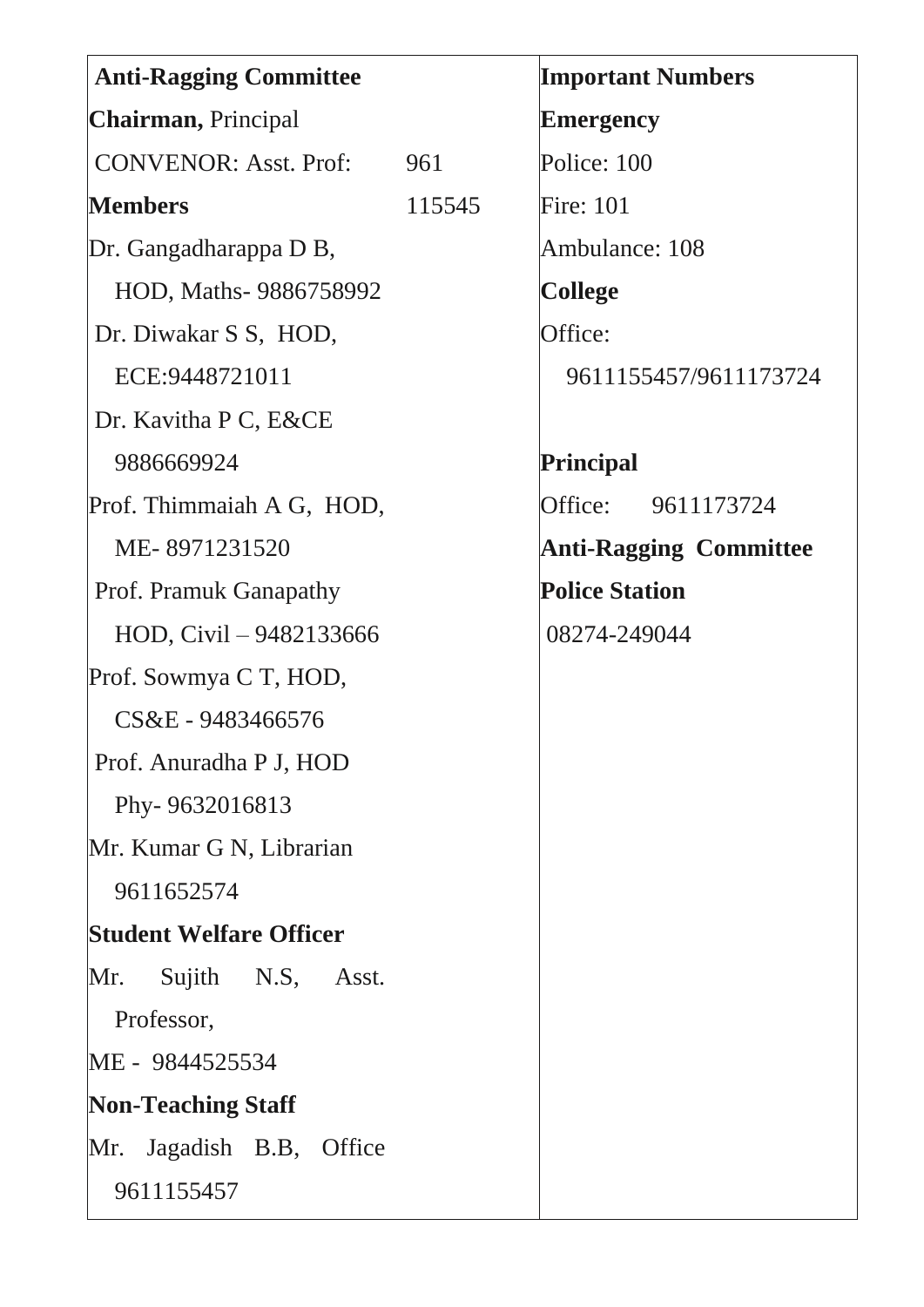| Anti-Ragging Committee | Important Numbers |
|---|---|
| **Chairman,** Principal | **Emergency** |
| CONVENOR: Asst. Prof: 961 115545 | Police: 100 |
| **Members** | Fire: 101 |
| Dr. Gangadharappa D B, HOD, Maths- 9886758992 | Ambulance: 108 |
| Dr. Diwakar S S, HOD, ECE:9448721011 | **College** |
| Dr. Kavitha P C, E&CE 9886669924 | Office: 9611155457/9611173724 |
| Prof. Thimmaiah A G, HOD, ME- 8971231520 | **Principal** |
| Prof. Pramuk Ganapathy HOD, Civil – 9482133666 | Office: 9611173724 |
| Prof. Sowmya C T, HOD, CS&E - 9483466576 | **Anti-Ragging Committee** |
| Prof. Anuradha P J, HOD Phy- 9632016813 | **Police Station** |
| Mr. Kumar G N, Librarian 9611652574 | 08274-249044 |
| **Student Welfare Officer** | |
| Mr. Sujith N.S, Asst. Professor, ME - 9844525534 | |
| **Non-Teaching Staff** | |
| Mr. Jagadish B.B, Office 9611155457 | |